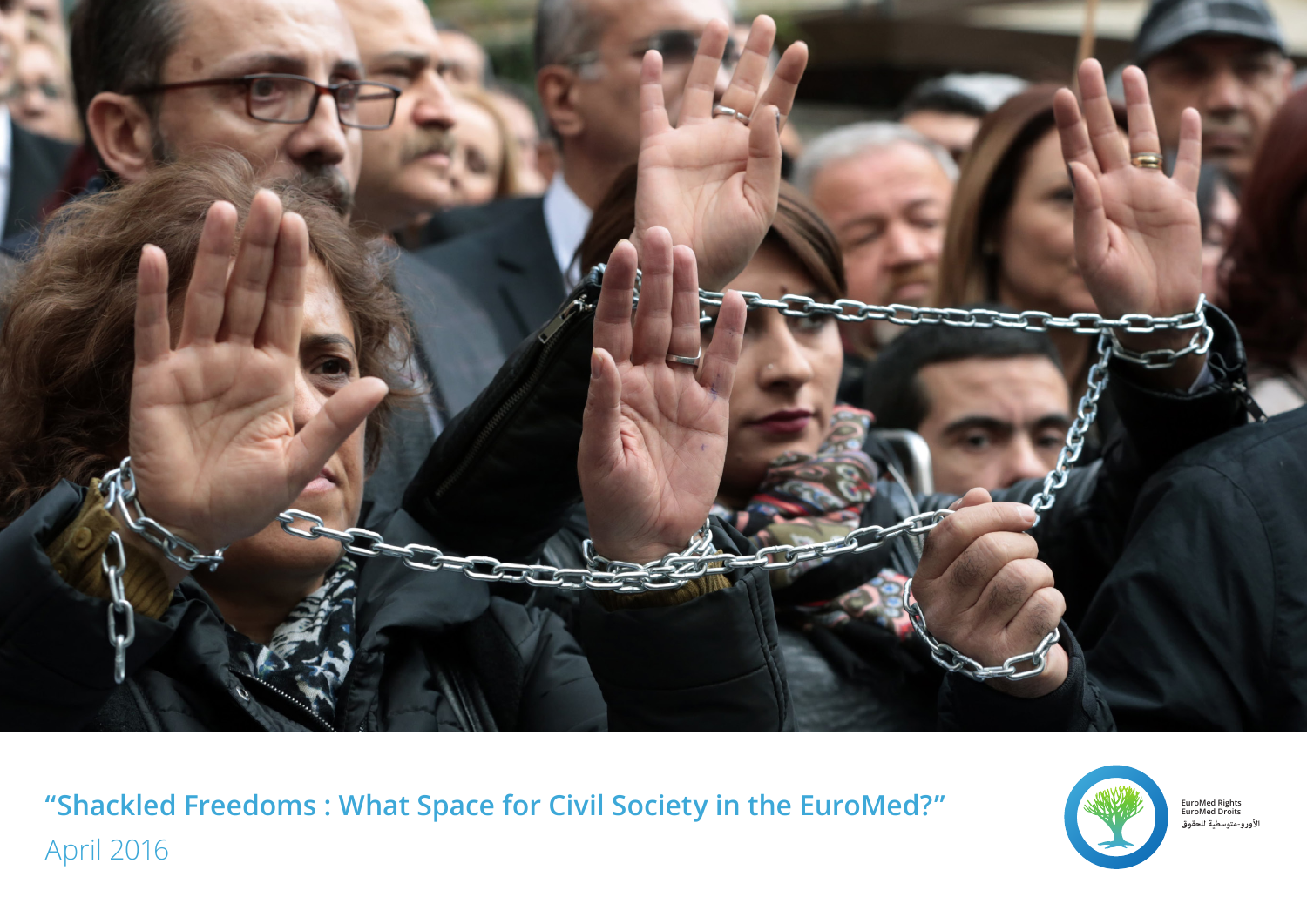# “Shackled Freedoms : What Space for Civil Society in the EuroMed?”

April 2016

EuroMed Rights
EuroMed Droits
الأورو-متوسطية للحقوق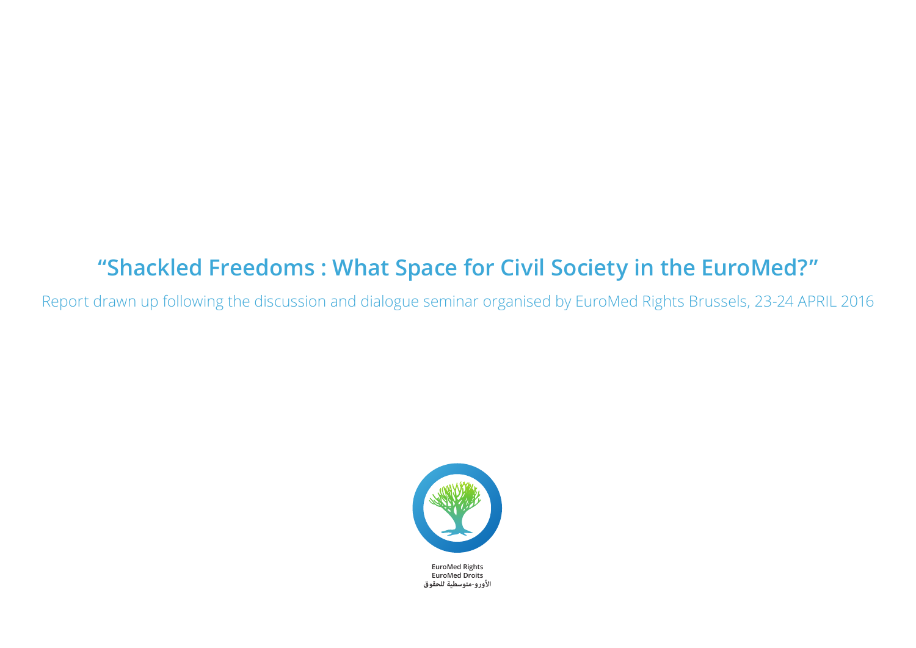# "Shackled Freedoms : What Space for Civil Society in the EuroMed?"

Report drawn up following the discussion and dialogue seminar organised by EuroMed Rights Brussels, 23-24 APRIL 2016

EuroMed Rights
EuroMed Droits
الأورو-متوسطية للحقوق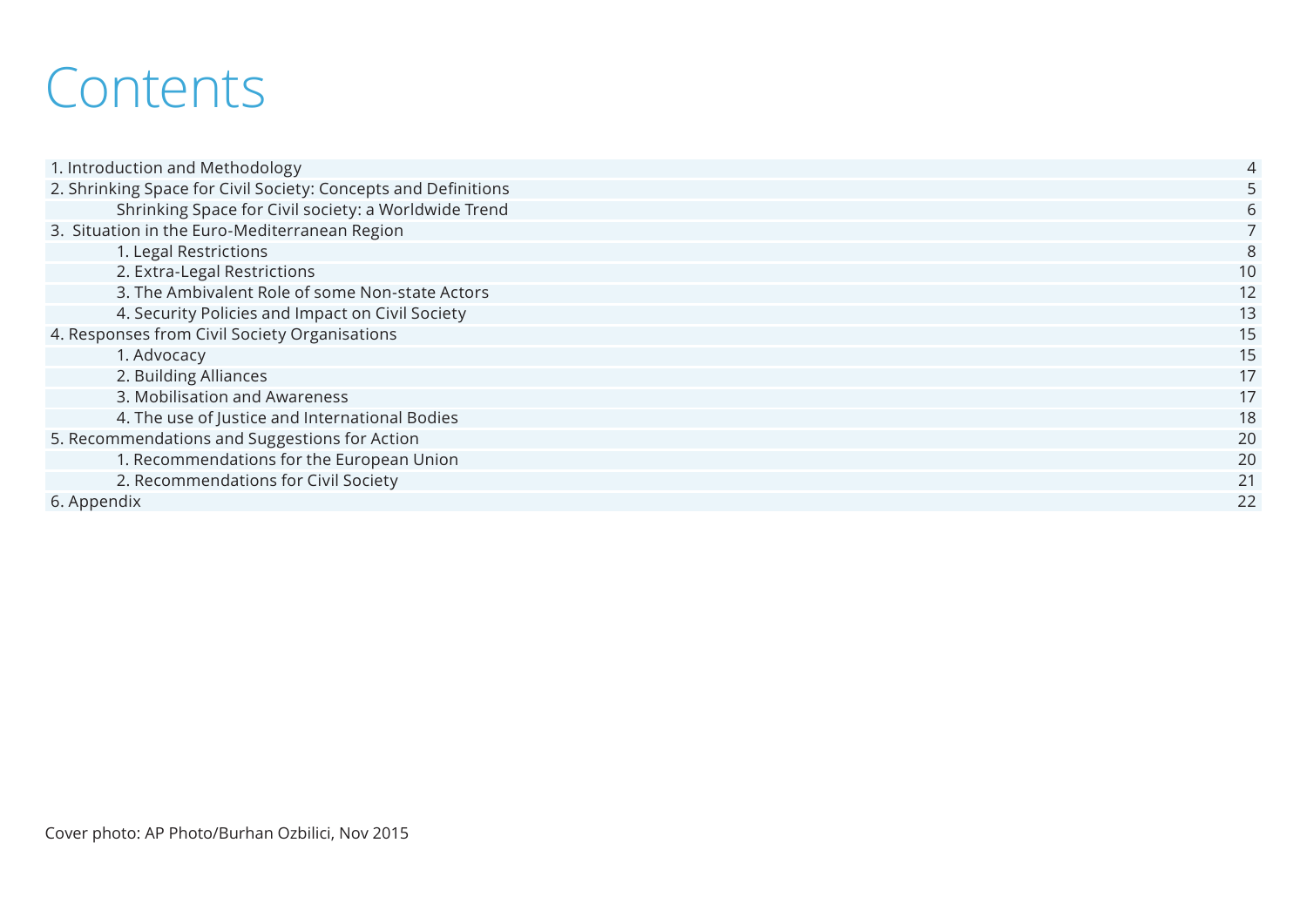# Contents

| | |
|---|---|
| 1. Introduction and Methodology | 4 |
| 2. Shrinking Space for Civil Society: Concepts and Definitions | 5 |
| &nbsp;&nbsp;&nbsp;&nbsp;Shrinking Space for Civil society: a Worldwide Trend | 6 |
| 3. Situation in the Euro-Mediterranean Region | 7 |
| &nbsp;&nbsp;&nbsp;&nbsp;1. Legal Restrictions | 8 |
| &nbsp;&nbsp;&nbsp;&nbsp;2. Extra-Legal Restrictions | 10 |
| &nbsp;&nbsp;&nbsp;&nbsp;3. The Ambivalent Role of some Non-state Actors | 12 |
| &nbsp;&nbsp;&nbsp;&nbsp;4. Security Policies and Impact on Civil Society | 13 |
| 4. Responses from Civil Society Organisations | 15 |
| &nbsp;&nbsp;&nbsp;&nbsp;1. Advocacy | 15 |
| &nbsp;&nbsp;&nbsp;&nbsp;2. Building Alliances | 17 |
| &nbsp;&nbsp;&nbsp;&nbsp;3. Mobilisation and Awareness | 17 |
| &nbsp;&nbsp;&nbsp;&nbsp;4. The use of Justice and International Bodies | 18 |
| 5. Recommendations and Suggestions for Action | 20 |
| &nbsp;&nbsp;&nbsp;&nbsp;1. Recommendations for the European Union | 20 |
| &nbsp;&nbsp;&nbsp;&nbsp;2. Recommendations for Civil Society | 21 |
| 6. Appendix | 22 |

Cover photo: AP Photo/Burhan Ozbilici, Nov 2015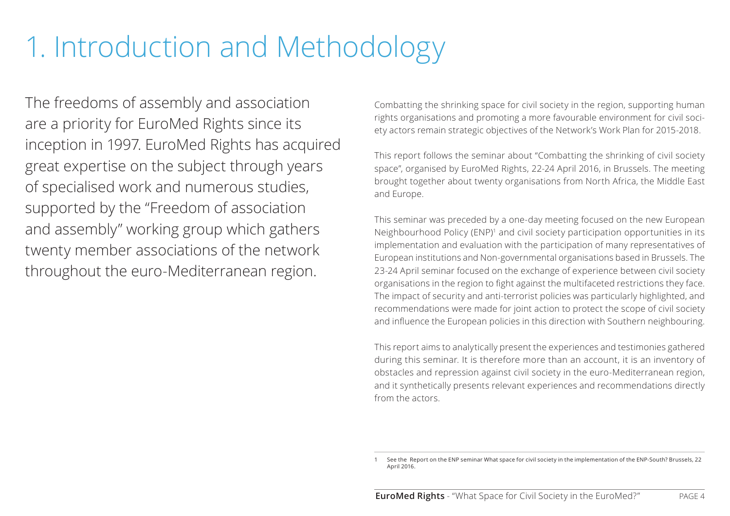# 1. Introduction and Methodology

The freedoms of assembly and association are a priority for EuroMed Rights since its inception in 1997. EuroMed Rights has acquired great expertise on the subject through years of specialised work and numerous studies, supported by the "Freedom of association and assembly" working group which gathers twenty member associations of the network throughout the euro-Mediterranean region.

Combatting the shrinking space for civil society in the region, supporting human rights organisations and promoting a more favourable environment for civil society actors remain strategic objectives of the Network's Work Plan for 2015-2018.

This report follows the seminar about "Combatting the shrinking of civil society space", organised by EuroMed Rights, 22-24 April 2016, in Brussels. The meeting brought together about twenty organisations from North Africa, the Middle East and Europe.

This seminar was preceded by a one-day meeting focused on the new European Neighbourhood Policy (ENP)[1] and civil society participation opportunities in its implementation and evaluation with the participation of many representatives of European institutions and Non-governmental organisations based in Brussels. The 23-24 April seminar focused on the exchange of experience between civil society organisations in the region to fight against the multifaceted restrictions they face. The impact of security and anti-terrorist policies was particularly highlighted, and recommendations were made for joint action to protect the scope of civil society and influence the European policies in this direction with Southern neighbouring.

This report aims to analytically present the experiences and testimonies gathered during this seminar. It is therefore more than an account, it is an inventory of obstacles and repression against civil society in the euro-Mediterranean region, and it synthetically presents relevant experiences and recommendations directly from the actors.

---

1 See the Report on the ENP seminar What space for civil society in the implementation of the ENP-South? Brussels, 22 April 2016.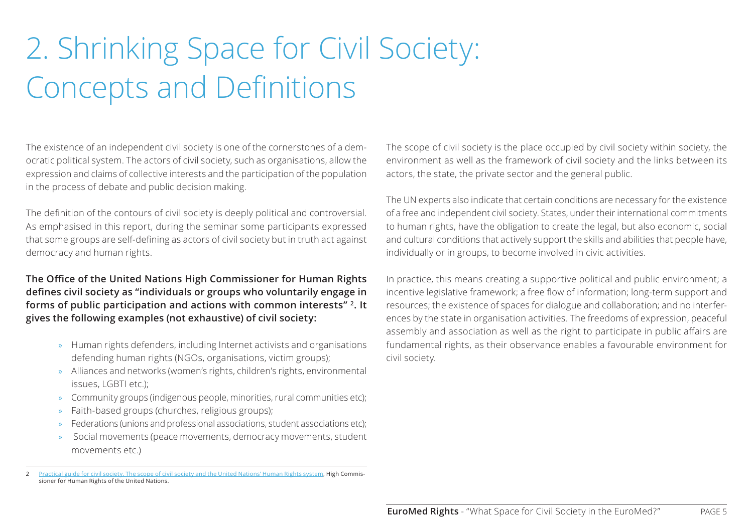# 2. Shrinking Space for Civil Society: Concepts and Definitions

The existence of an independent civil society is one of the cornerstones of a democratic political system. The actors of civil society, such as organisations, allow the expression and claims of collective interests and the participation of the population in the process of debate and public decision making.

The definition of the contours of civil society is deeply political and controversial. As emphasised in this report, during the seminar some participants expressed that some groups are self-defining as actors of civil society but in truth act against democracy and human rights.

**The Office of the United Nations High Commissioner for Human Rights defines civil society as "individuals or groups who voluntarily engage in forms of public participation and actions with common interests" [2]. It gives the following examples (not exhaustive) of civil society:**

- Human rights defenders, including Internet activists and organisations defending human rights (NGOs, organisations, victim groups);
- Alliances and networks (women's rights, children's rights, environmental issues, LGBTI etc.);
- Community groups (indigenous people, minorities, rural communities etc);
- Faith-based groups (churches, religious groups);
- Federations (unions and professional associations, student associations etc);
- Social movements (peace movements, democracy movements, student movements etc.)

The scope of civil society is the place occupied by civil society within society, the environment as well as the framework of civil society and the links between its actors, the state, the private sector and the general public.

The UN experts also indicate that certain conditions are necessary for the existence of a free and independent civil society. States, under their international commitments to human rights, have the obligation to create the legal, but also economic, social and cultural conditions that actively support the skills and abilities that people have, individually or in groups, to become involved in civic activities.

In practice, this means creating a supportive political and public environment; a incentive legislative framework; a free flow of information; long-term support and resources; the existence of spaces for dialogue and collaboration; and no interferences by the state in organisation activities. The freedoms of expression, peaceful assembly and association as well as the right to participate in public affairs are fundamental rights, as their observance enables a favourable environment for civil society.

---

2 Practical guide for civil society. The scope of civil society and the United Nations' Human Rights system, High Commissioner for Human Rights of the United Nations.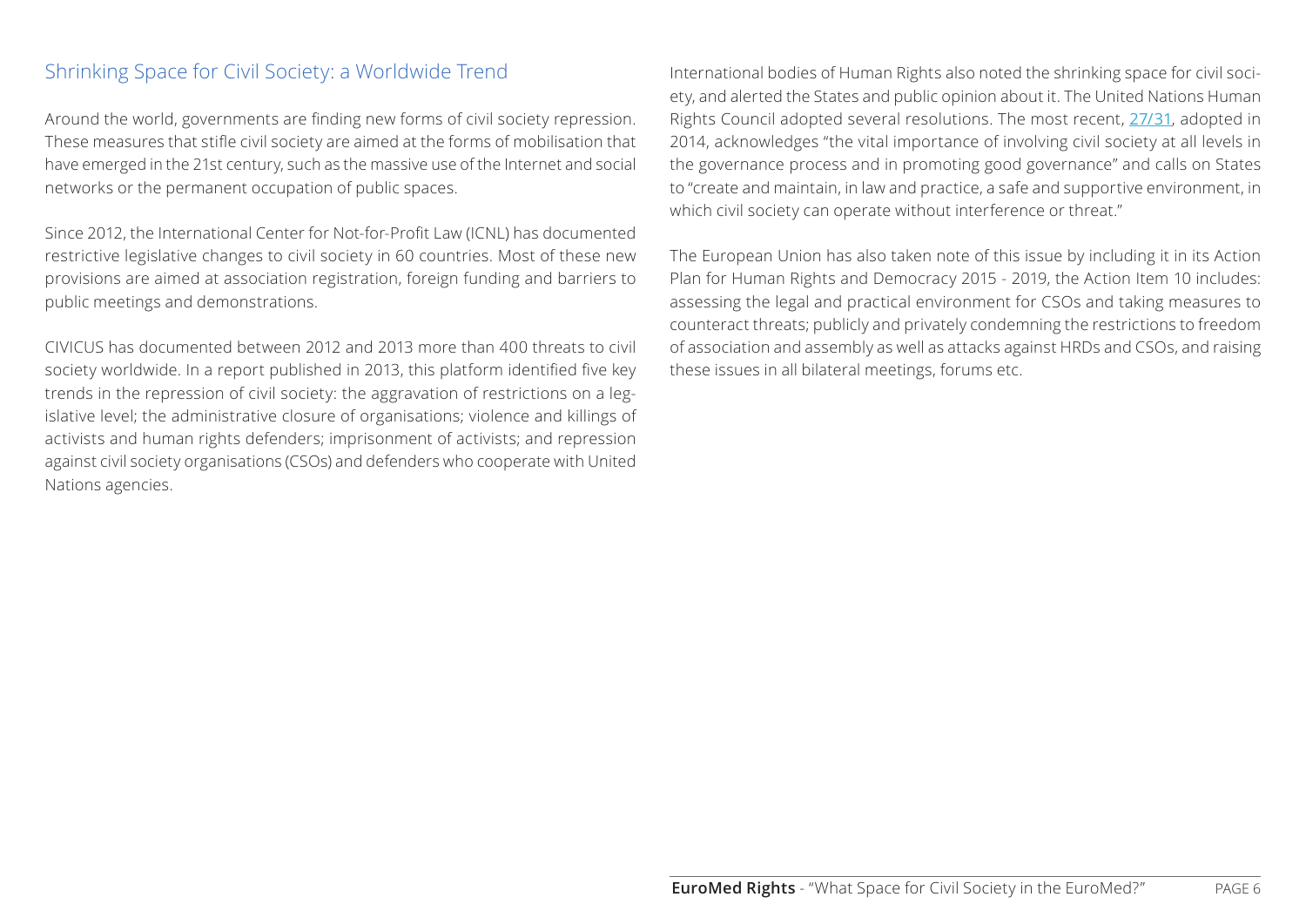## Shrinking Space for Civil Society: a Worldwide Trend

Around the world, governments are finding new forms of civil society repression. These measures that stifle civil society are aimed at the forms of mobilisation that have emerged in the 21st century, such as the massive use of the Internet and social networks or the permanent occupation of public spaces.

Since 2012, the International Center for Not-for-Profit Law (ICNL) has documented restrictive legislative changes to civil society in 60 countries. Most of these new provisions are aimed at association registration, foreign funding and barriers to public meetings and demonstrations.

CIVICUS has documented between 2012 and 2013 more than 400 threats to civil society worldwide. In a report published in 2013, this platform identified five key trends in the repression of civil society: the aggravation of restrictions on a legislative level; the administrative closure of organisations; violence and killings of activists and human rights defenders; imprisonment of activists; and repression against civil society organisations (CSOs) and defenders who cooperate with United Nations agencies.

International bodies of Human Rights also noted the shrinking space for civil society, and alerted the States and public opinion about it. The United Nations Human Rights Council adopted several resolutions. The most recent, 27/31, adopted in 2014, acknowledges "the vital importance of involving civil society at all levels in the governance process and in promoting good governance" and calls on States to "create and maintain, in law and practice, a safe and supportive environment, in which civil society can operate without interference or threat."

The European Union has also taken note of this issue by including it in its Action Plan for Human Rights and Democracy 2015 - 2019, the Action Item 10 includes: assessing the legal and practical environment for CSOs and taking measures to counteract threats; publicly and privately condemning the restrictions to freedom of association and assembly as well as attacks against HRDs and CSOs, and raising these issues in all bilateral meetings, forums etc.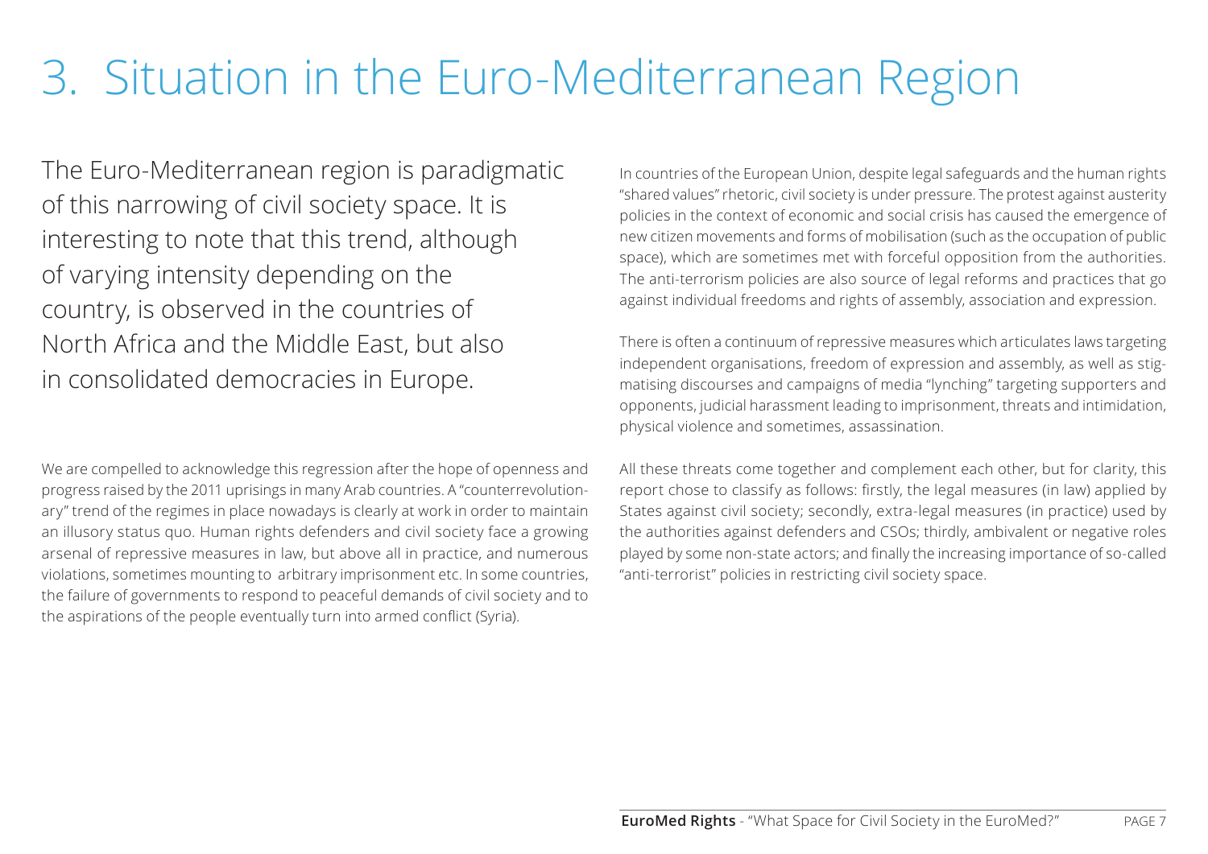# 3. Situation in the Euro-Mediterranean Region

The Euro-Mediterranean region is paradigmatic of this narrowing of civil society space. It is interesting to note that this trend, although of varying intensity depending on the country, is observed in the countries of North Africa and the Middle East, but also in consolidated democracies in Europe.

We are compelled to acknowledge this regression after the hope of openness and progress raised by the 2011 uprisings in many Arab countries. A "counterrevolutionary" trend of the regimes in place nowadays is clearly at work in order to maintain an illusory status quo. Human rights defenders and civil society face a growing arsenal of repressive measures in law, but above all in practice, and numerous violations, sometimes mounting to arbitrary imprisonment etc. In some countries, the failure of governments to respond to peaceful demands of civil society and to the aspirations of the people eventually turn into armed conflict (Syria).

In countries of the European Union, despite legal safeguards and the human rights "shared values" rhetoric, civil society is under pressure. The protest against austerity policies in the context of economic and social crisis has caused the emergence of new citizen movements and forms of mobilisation (such as the occupation of public space), which are sometimes met with forceful opposition from the authorities. The anti-terrorism policies are also source of legal reforms and practices that go against individual freedoms and rights of assembly, association and expression.

There is often a continuum of repressive measures which articulates laws targeting independent organisations, freedom of expression and assembly, as well as stigmatising discourses and campaigns of media "lynching" targeting supporters and opponents, judicial harassment leading to imprisonment, threats and intimidation, physical violence and sometimes, assassination.

All these threats come together and complement each other, but for clarity, this report chose to classify as follows: firstly, the legal measures (in law) applied by States against civil society; secondly, extra-legal measures (in practice) used by the authorities against defenders and CSOs; thirdly, ambivalent or negative roles played by some non-state actors; and finally the increasing importance of so-called "anti-terrorist" policies in restricting civil society space.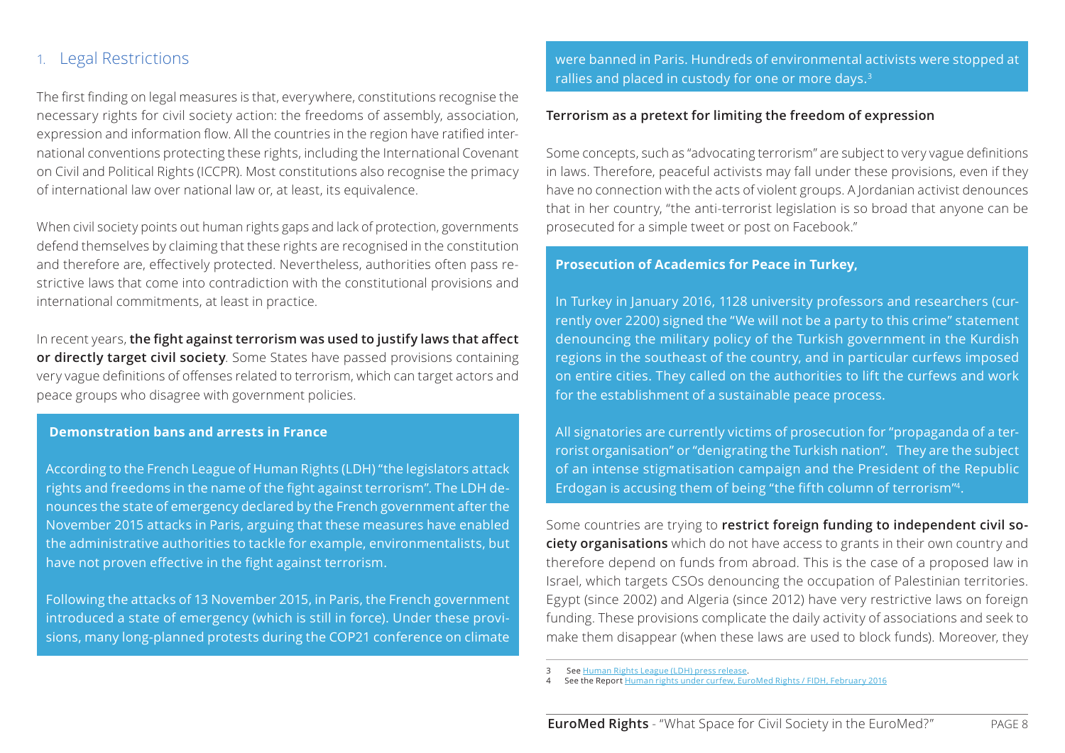## 1. Legal Restrictions

The first finding on legal measures is that, everywhere, constitutions recognise the necessary rights for civil society action: the freedoms of assembly, association, expression and information flow. All the countries in the region have ratified international conventions protecting these rights, including the International Covenant on Civil and Political Rights (ICCPR). Most constitutions also recognise the primacy of international law over national law or, at least, its equivalence.

When civil society points out human rights gaps and lack of protection, governments defend themselves by claiming that these rights are recognised in the constitution and therefore are, effectively protected. Nevertheless, authorities often pass restrictive laws that come into contradiction with the constitutional provisions and international commitments, at least in practice.

In recent years, **the fight against terrorism was used to justify laws that affect or directly target civil society**. Some States have passed provisions containing very vague definitions of offenses related to terrorism, which can target actors and peace groups who disagree with government policies.

**Demonstration bans and arrests in France**

According to the French League of Human Rights (LDH) "the legislators attack rights and freedoms in the name of the fight against terrorism". The LDH denounces the state of emergency declared by the French government after the November 2015 attacks in Paris, arguing that these measures have enabled the administrative authorities to tackle for example, environmentalists, but have not proven effective in the fight against terrorism.

Following the attacks of 13 November 2015, in Paris, the French government introduced a state of emergency (which is still in force). Under these provisions, many long-planned protests during the COP21 conference on climate were banned in Paris. Hundreds of environmental activists were stopped at rallies and placed in custody for one or more days.[3]

**Terrorism as a pretext for limiting the freedom of expression**

Some concepts, such as "advocating terrorism" are subject to very vague definitions in laws. Therefore, peaceful activists may fall under these provisions, even if they have no connection with the acts of violent groups. A Jordanian activist denounces that in her country, "the anti-terrorist legislation is so broad that anyone can be prosecuted for a simple tweet or post on Facebook."

**Prosecution of Academics for Peace in Turkey,**

In Turkey in January 2016, 1128 university professors and researchers (currently over 2200) signed the "We will not be a party to this crime" statement denouncing the military policy of the Turkish government in the Kurdish regions in the southeast of the country, and in particular curfews imposed on entire cities. They called on the authorities to lift the curfews and work for the establishment of a sustainable peace process.

All signatories are currently victims of prosecution for "propaganda of a terrorist organisation" or "denigrating the Turkish nation". They are the subject of an intense stigmatisation campaign and the President of the Republic Erdogan is accusing them of being "the fifth column of terrorism"[4].

Some countries are trying to **restrict foreign funding to independent civil society organisations** which do not have access to grants in their own country and therefore depend on funds from abroad. This is the case of a proposed law in Israel, which targets CSOs denouncing the occupation of Palestinian territories. Egypt (since 2002) and Algeria (since 2012) have very restrictive laws on foreign funding. These provisions complicate the daily activity of associations and seek to make them disappear (when these laws are used to block funds). Moreover, they

---

3 See Human Rights League (LDH) press release.

4 See the Report Human rights under curfew, EuroMed Rights / FIDH, February 2016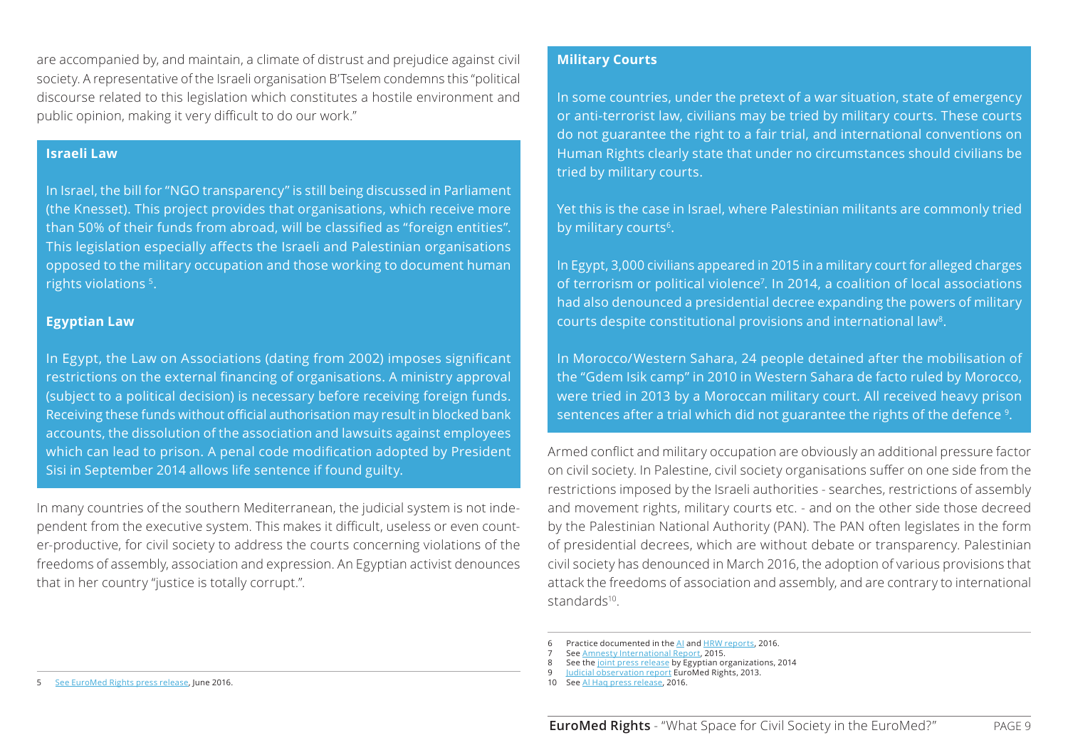are accompanied by, and maintain, a climate of distrust and prejudice against civil society. A representative of the Israeli organisation B'Tselem condemns this "political discourse related to this legislation which constitutes a hostile environment and public opinion, making it very difficult to do our work."

**Israeli Law**

In Israel, the bill for "NGO transparency" is still being discussed in Parliament (the Knesset). This project provides that organisations, which receive more than 50% of their funds from abroad, will be classified as "foreign entities". This legislation especially affects the Israeli and Palestinian organisations opposed to the military occupation and those working to document human rights violations [5].

**Egyptian Law**

In Egypt, the Law on Associations (dating from 2002) imposes significant restrictions on the external financing of organisations. A ministry approval (subject to a political decision) is necessary before receiving foreign funds. Receiving these funds without official authorisation may result in blocked bank accounts, the dissolution of the association and lawsuits against employees which can lead to prison. A penal code modification adopted by President Sisi in September 2014 allows life sentence if found guilty.

In many countries of the southern Mediterranean, the judicial system is not independent from the executive system. This makes it difficult, useless or even counter-productive, for civil society to address the courts concerning violations of the freedoms of assembly, association and expression. An Egyptian activist denounces that in her country "justice is totally corrupt.".

**Military Courts**

In some countries, under the pretext of a war situation, state of emergency or anti-terrorist law, civilians may be tried by military courts. These courts do not guarantee the right to a fair trial, and international conventions on Human Rights clearly state that under no circumstances should civilians be tried by military courts.

Yet this is the case in Israel, where Palestinian militants are commonly tried by military courts[6].

In Egypt, 3,000 civilians appeared in 2015 in a military court for alleged charges of terrorism or political violence[7]. In 2014, a coalition of local associations had also denounced a presidential decree expanding the powers of military courts despite constitutional provisions and international law[8].

In Morocco/Western Sahara, 24 people detained after the mobilisation of the "Gdem Isik camp" in 2010 in Western Sahara de facto ruled by Morocco, were tried in 2013 by a Moroccan military court. All received heavy prison sentences after a trial which did not guarantee the rights of the defence [9].

Armed conflict and military occupation are obviously an additional pressure factor on civil society. In Palestine, civil society organisations suffer on one side from the restrictions imposed by the Israeli authorities - searches, restrictions of assembly and movement rights, military courts etc. - and on the other side those decreed by the Palestinian National Authority (PAN). The PAN often legislates in the form of presidential decrees, which are without debate or transparency. Palestinian civil society has denounced in March 2016, the adoption of various provisions that attack the freedoms of association and assembly, and are contrary to international standards[10].

---

5 See EuroMed Rights press release, June 2016.

6 Practice documented in the AI and HRW reports, 2016.
7 See Amnesty International Report, 2015.
8 See the joint press release by Egyptian organizations, 2014
9 Judicial observation report EuroMed Rights, 2013.
10 See Al Haq press release, 2016.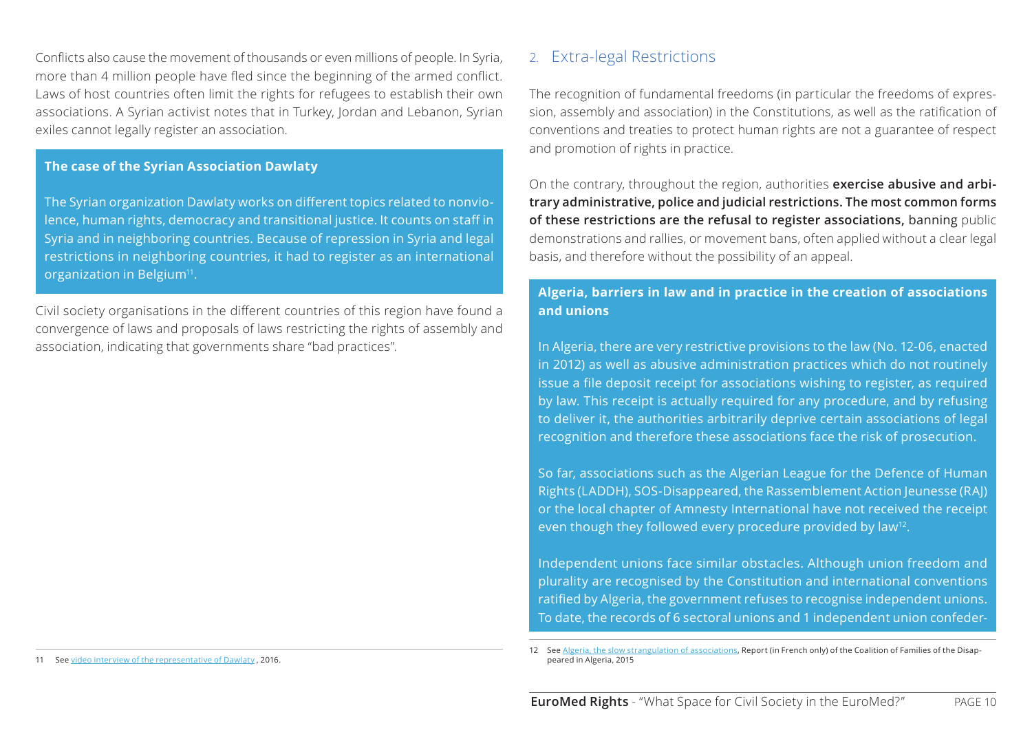Conflicts also cause the movement of thousands or even millions of people. In Syria, more than 4 million people have fled since the beginning of the armed conflict. Laws of host countries often limit the rights for refugees to establish their own associations. A Syrian activist notes that in Turkey, Jordan and Lebanon, Syrian exiles cannot legally register an association.

**The case of the Syrian Association Dawlaty**

The Syrian organization Dawlaty works on different topics related to nonviolence, human rights, democracy and transitional justice. It counts on staff in Syria and in neighboring countries. Because of repression in Syria and legal restrictions in neighboring countries, it had to register as an international organization in Belgium[11].

Civil society organisations in the different countries of this region have found a convergence of laws and proposals of laws restricting the rights of assembly and association, indicating that governments share "bad practices".

## 2. Extra-legal Restrictions

The recognition of fundamental freedoms (in particular the freedoms of expression, assembly and association) in the Constitutions, as well as the ratification of conventions and treaties to protect human rights are not a guarantee of respect and promotion of rights in practice.

On the contrary, throughout the region, authorities **exercise abusive and arbitrary administrative, police and judicial restrictions. The most common forms of these restrictions are the refusal to register associations,** banning public demonstrations and rallies, or movement bans, often applied without a clear legal basis, and therefore without the possibility of an appeal.

**Algeria, barriers in law and in practice in the creation of associations and unions**

In Algeria, there are very restrictive provisions to the law (No. 12-06, enacted in 2012) as well as abusive administration practices which do not routinely issue a file deposit receipt for associations wishing to register, as required by law. This receipt is actually required for any procedure, and by refusing to deliver it, the authorities arbitrarily deprive certain associations of legal recognition and therefore these associations face the risk of prosecution.

So far, associations such as the Algerian League for the Defence of Human Rights (LADDH), SOS-Disappeared, the Rassemblement Action Jeunesse (RAJ) or the local chapter of Amnesty International have not received the receipt even though they followed every procedure provided by law[12].

Independent unions face similar obstacles. Although union freedom and plurality are recognised by the Constitution and international conventions ratified by Algeria, the government refuses to recognise independent unions. To date, the records of 6 sectoral unions and 1 independent union confeder-

11 See video interview of the representative of Dawlaty, 2016.

12 See Algeria, the slow strangulation of associations, Report (in French only) of the Coalition of Families of the Disappeared in Algeria, 2015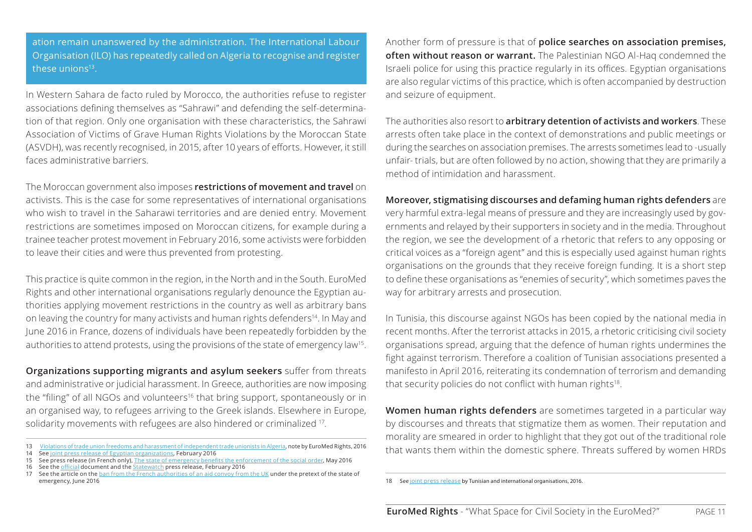ation remain unanswered by the administration. The International Labour Organisation (ILO) has repeatedly called on Algeria to recognise and register these unions[13].

In Western Sahara de facto ruled by Morocco, the authorities refuse to register associations defining themselves as "Sahrawi" and defending the self-determination of that region. Only one organisation with these characteristics, the Sahrawi Association of Victims of Grave Human Rights Violations by the Moroccan State (ASVDH), was recently recognised, in 2015, after 10 years of efforts. However, it still faces administrative barriers.

The Moroccan government also imposes **restrictions of movement and travel** on activists. This is the case for some representatives of international organisations who wish to travel in the Saharawi territories and are denied entry. Movement restrictions are sometimes imposed on Moroccan citizens, for example during a trainee teacher protest movement in February 2016, some activists were forbidden to leave their cities and were thus prevented from protesting.

This practice is quite common in the region, in the North and in the South. EuroMed Rights and other international organisations regularly denounce the Egyptian authorities applying movement restrictions in the country as well as arbitrary bans on leaving the country for many activists and human rights defenders[14]. In May and June 2016 in France, dozens of individuals have been repeatedly forbidden by the authorities to attend protests, using the provisions of the state of emergency law[15].

**Organizations supporting migrants and asylum seekers** suffer from threats and administrative or judicial harassment. In Greece, authorities are now imposing the "filing" of all NGOs and volunteers[16] that bring support, spontaneously or in an organised way, to refugees arriving to the Greek islands. Elsewhere in Europe, solidarity movements with refugees are also hindered or criminalized [17].

13 Violations of trade union freedoms and harassment of independent trade unionists in Algeria, note by EuroMed Rights, 2016

14 See joint press release of Egyptian organizations, February 2016

15 See press release (in French only), The state of emergency benefits the enforcement of the social order, May 2016

16 See the official document and the Statewatch press release, February 2016

17 See the article on the ban from the French authorities of an aid convoy from the UK under the pretext of the state of emergency, June 2016

Another form of pressure is that of **police searches on association premises, often without reason or warrant.** The Palestinian NGO Al-Haq condemned the Israeli police for using this practice regularly in its offices. Egyptian organisations are also regular victims of this practice, which is often accompanied by destruction and seizure of equipment.

The authorities also resort to **arbitrary detention of activists and workers**. These arrests often take place in the context of demonstrations and public meetings or during the searches on association premises. The arrests sometimes lead to -usually unfair- trials, but are often followed by no action, showing that they are primarily a method of intimidation and harassment.

**Moreover, stigmatising discourses and defaming human rights defenders** are very harmful extra-legal means of pressure and they are increasingly used by governments and relayed by their supporters in society and in the media. Throughout the region, we see the development of a rhetoric that refers to any opposing or critical voices as a "foreign agent" and this is especially used against human rights organisations on the grounds that they receive foreign funding. It is a short step to define these organisations as "enemies of security", which sometimes paves the way for arbitrary arrests and prosecution.

In Tunisia, this discourse against NGOs has been copied by the national media in recent months. After the terrorist attacks in 2015, a rhetoric criticising civil society organisations spread, arguing that the defence of human rights undermines the fight against terrorism. Therefore a coalition of Tunisian associations presented a manifesto in April 2016, reiterating its condemnation of terrorism and demanding that security policies do not conflict with human rights[18].

**Women human rights defenders** are sometimes targeted in a particular way by discourses and threats that stigmatize them as women. Their reputation and morality are smeared in order to highlight that they got out of the traditional role that wants them within the domestic sphere. Threats suffered by women HRDs

18 See joint press release by Tunisian and international organisations, 2016.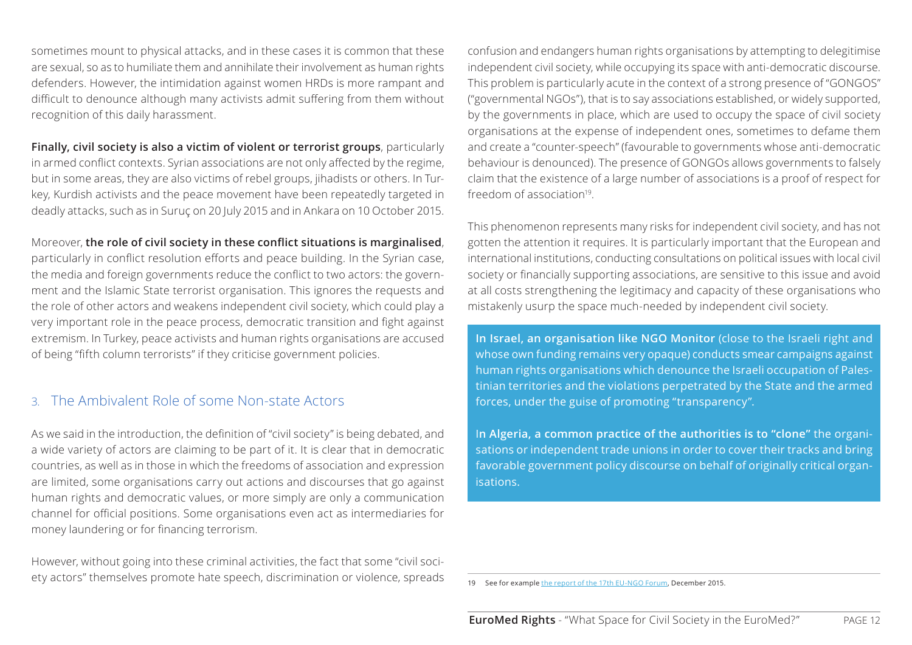sometimes mount to physical attacks, and in these cases it is common that these are sexual, so as to humiliate them and annihilate their involvement as human rights defenders. However, the intimidation against women HRDs is more rampant and difficult to denounce although many activists admit suffering from them without recognition of this daily harassment.

**Finally, civil society is also a victim of violent or terrorist groups**, particularly in armed conflict contexts. Syrian associations are not only affected by the regime, but in some areas, they are also victims of rebel groups, jihadists or others. In Turkey, Kurdish activists and the peace movement have been repeatedly targeted in deadly attacks, such as in Suruç on 20 July 2015 and in Ankara on 10 October 2015.

Moreover, **the role of civil society in these conflict situations is marginalised**, particularly in conflict resolution efforts and peace building. In the Syrian case, the media and foreign governments reduce the conflict to two actors: the government and the Islamic State terrorist organisation. This ignores the requests and the role of other actors and weakens independent civil society, which could play a very important role in the peace process, democratic transition and fight against extremism. In Turkey, peace activists and human rights organisations are accused of being "fifth column terrorists" if they criticise government policies.

## 3. The Ambivalent Role of some Non-state Actors

As we said in the introduction, the definition of "civil society" is being debated, and a wide variety of actors are claiming to be part of it. It is clear that in democratic countries, as well as in those in which the freedoms of association and expression are limited, some organisations carry out actions and discourses that go against human rights and democratic values, or more simply are only a communication channel for official positions. Some organisations even act as intermediaries for money laundering or for financing terrorism.

However, without going into these criminal activities, the fact that some "civil society actors" themselves promote hate speech, discrimination or violence, spreads confusion and endangers human rights organisations by attempting to delegitimise independent civil society, while occupying its space with anti-democratic discourse. This problem is particularly acute in the context of a strong presence of "GONGOS" ("governmental NGOs"), that is to say associations established, or widely supported, by the governments in place, which are used to occupy the space of civil society organisations at the expense of independent ones, sometimes to defame them and create a "counter-speech" (favourable to governments whose anti-democratic behaviour is denounced). The presence of GONGOs allows governments to falsely claim that the existence of a large number of associations is a proof of respect for freedom of association[19].

This phenomenon represents many risks for independent civil society, and has not gotten the attention it requires. It is particularly important that the European and international institutions, conducting consultations on political issues with local civil society or financially supporting associations, are sensitive to this issue and avoid at all costs strengthening the legitimacy and capacity of these organisations who mistakenly usurp the space much-needed by independent civil society.

> **In Israel, an organisation like NGO Monitor** (close to the Israeli right and whose own funding remains very opaque) conducts smear campaigns against human rights organisations which denounce the Israeli occupation of Palestinian territories and the violations perpetrated by the State and the armed forces, under the guise of promoting "transparency".
>
> **In Algeria, a common practice of the authorities is to "clone"** the organisations or independent trade unions in order to cover their tracks and bring favorable government policy discourse on behalf of originally critical organisations.

19 See for example the report of the 17th EU-NGO Forum, December 2015.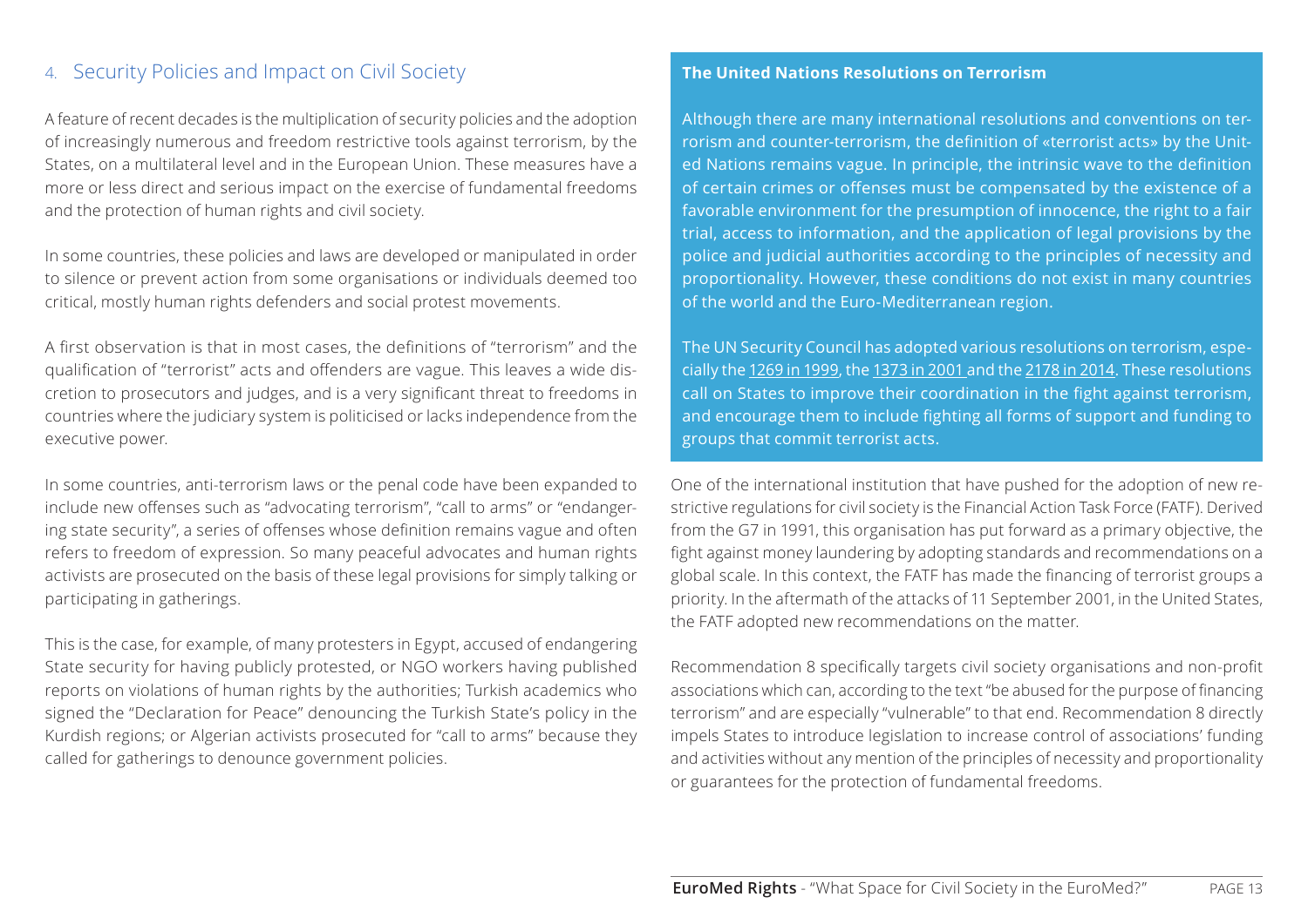## 4. Security Policies and Impact on Civil Society

A feature of recent decades is the multiplication of security policies and the adoption of increasingly numerous and freedom restrictive tools against terrorism, by the States, on a multilateral level and in the European Union. These measures have a more or less direct and serious impact on the exercise of fundamental freedoms and the protection of human rights and civil society.

In some countries, these policies and laws are developed or manipulated in order to silence or prevent action from some organisations or individuals deemed too critical, mostly human rights defenders and social protest movements.

A first observation is that in most cases, the definitions of "terrorism" and the qualification of "terrorist" acts and offenders are vague. This leaves a wide discretion to prosecutors and judges, and is a very significant threat to freedoms in countries where the judiciary system is politicised or lacks independence from the executive power.

In some countries, anti-terrorism laws or the penal code have been expanded to include new offenses such as "advocating terrorism", "call to arms" or "endangering state security", a series of offenses whose definition remains vague and often refers to freedom of expression. So many peaceful advocates and human rights activists are prosecuted on the basis of these legal provisions for simply talking or participating in gatherings.

This is the case, for example, of many protesters in Egypt, accused of endangering State security for having publicly protested, or NGO workers having published reports on violations of human rights by the authorities; Turkish academics who signed the "Declaration for Peace" denouncing the Turkish State's policy in the Kurdish regions; or Algerian activists prosecuted for "call to arms" because they called for gatherings to denounce government policies.

**The United Nations Resolutions on Terrorism**

Although there are many international resolutions and conventions on terrorism and counter-terrorism, the definition of «terrorist acts» by the United Nations remains vague. In principle, the intrinsic wave to the definition of certain crimes or offenses must be compensated by the existence of a favorable environment for the presumption of innocence, the right to a fair trial, access to information, and the application of legal provisions by the police and judicial authorities according to the principles of necessity and proportionality. However, these conditions do not exist in many countries of the world and the Euro-Mediterranean region.

The UN Security Council has adopted various resolutions on terrorism, especially the 1269 in 1999, the 1373 in 2001 and the 2178 in 2014. These resolutions call on States to improve their coordination in the fight against terrorism, and encourage them to include fighting all forms of support and funding to groups that commit terrorist acts.

One of the international institution that have pushed for the adoption of new restrictive regulations for civil society is the Financial Action Task Force (FATF). Derived from the G7 in 1991, this organisation has put forward as a primary objective, the fight against money laundering by adopting standards and recommendations on a global scale. In this context, the FATF has made the financing of terrorist groups a priority. In the aftermath of the attacks of 11 September 2001, in the United States, the FATF adopted new recommendations on the matter.

Recommendation 8 specifically targets civil society organisations and non-profit associations which can, according to the text "be abused for the purpose of financing terrorism" and are especially "vulnerable" to that end. Recommendation 8 directly impels States to introduce legislation to increase control of associations' funding and activities without any mention of the principles of necessity and proportionality or guarantees for the protection of fundamental freedoms.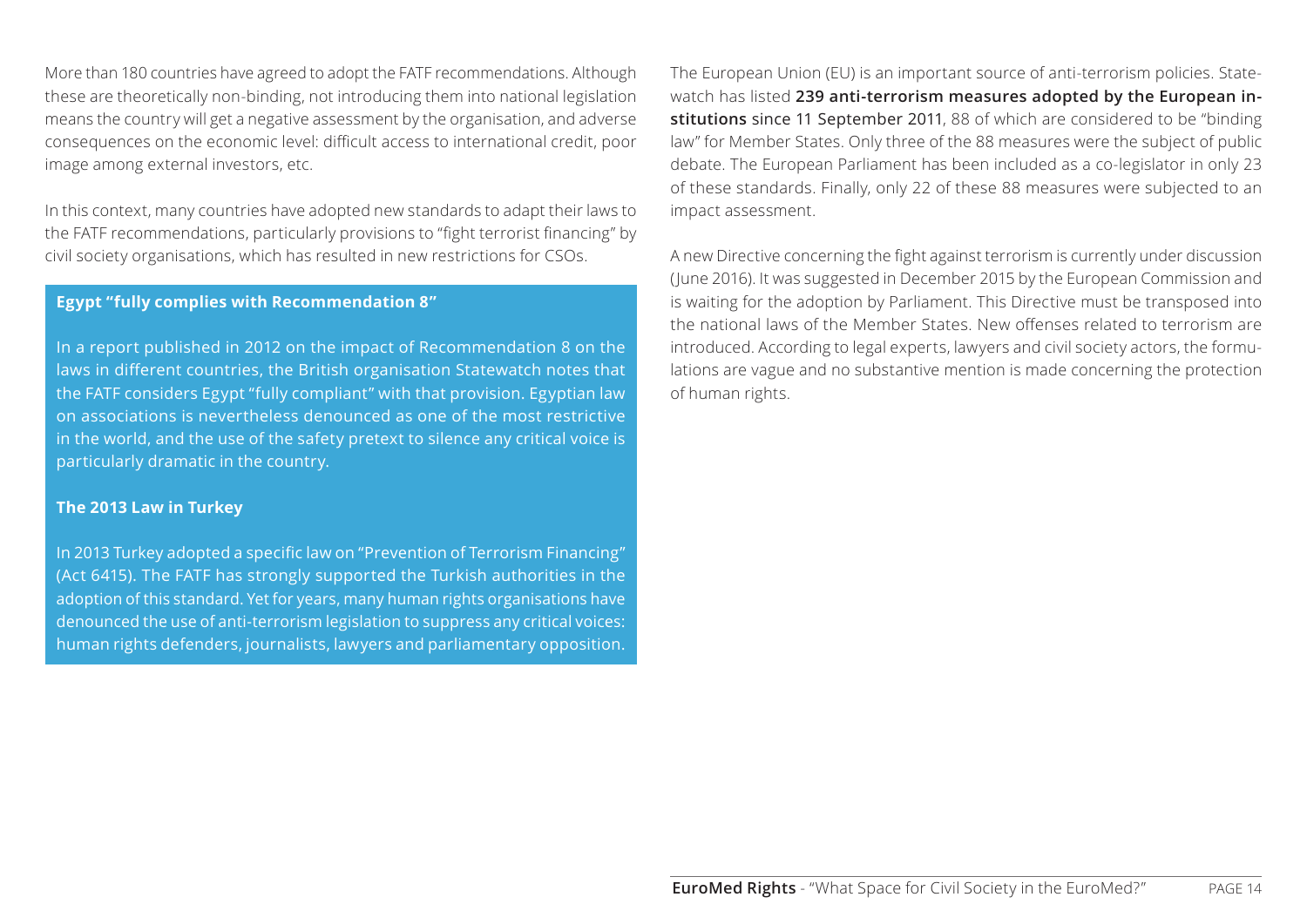More than 180 countries have agreed to adopt the FATF recommendations. Although these are theoretically non-binding, not introducing them into national legislation means the country will get a negative assessment by the organisation, and adverse consequences on the economic level: difficult access to international credit, poor image among external investors, etc.

In this context, many countries have adopted new standards to adapt their laws to the FATF recommendations, particularly provisions to "fight terrorist financing" by civil society organisations, which has resulted in new restrictions for CSOs.

**Egypt "fully complies with Recommendation 8"**

In a report published in 2012 on the impact of Recommendation 8 on the laws in different countries, the British organisation Statewatch notes that the FATF considers Egypt "fully compliant" with that provision. Egyptian law on associations is nevertheless denounced as one of the most restrictive in the world, and the use of the safety pretext to silence any critical voice is particularly dramatic in the country.

**The 2013 Law in Turkey**

In 2013 Turkey adopted a specific law on "Prevention of Terrorism Financing" (Act 6415). The FATF has strongly supported the Turkish authorities in the adoption of this standard. Yet for years, many human rights organisations have denounced the use of anti-terrorism legislation to suppress any critical voices: human rights defenders, journalists, lawyers and parliamentary opposition.

The European Union (EU) is an important source of anti-terrorism policies. Statewatch has listed **239 anti-terrorism measures adopted by the European institutions** since 11 September 2011, 88 of which are considered to be "binding law" for Member States. Only three of the 88 measures were the subject of public debate. The European Parliament has been included as a co-legislator in only 23 of these standards. Finally, only 22 of these 88 measures were subjected to an impact assessment.

A new Directive concerning the fight against terrorism is currently under discussion (June 2016). It was suggested in December 2015 by the European Commission and is waiting for the adoption by Parliament. This Directive must be transposed into the national laws of the Member States. New offenses related to terrorism are introduced. According to legal experts, lawyers and civil society actors, the formulations are vague and no substantive mention is made concerning the protection of human rights.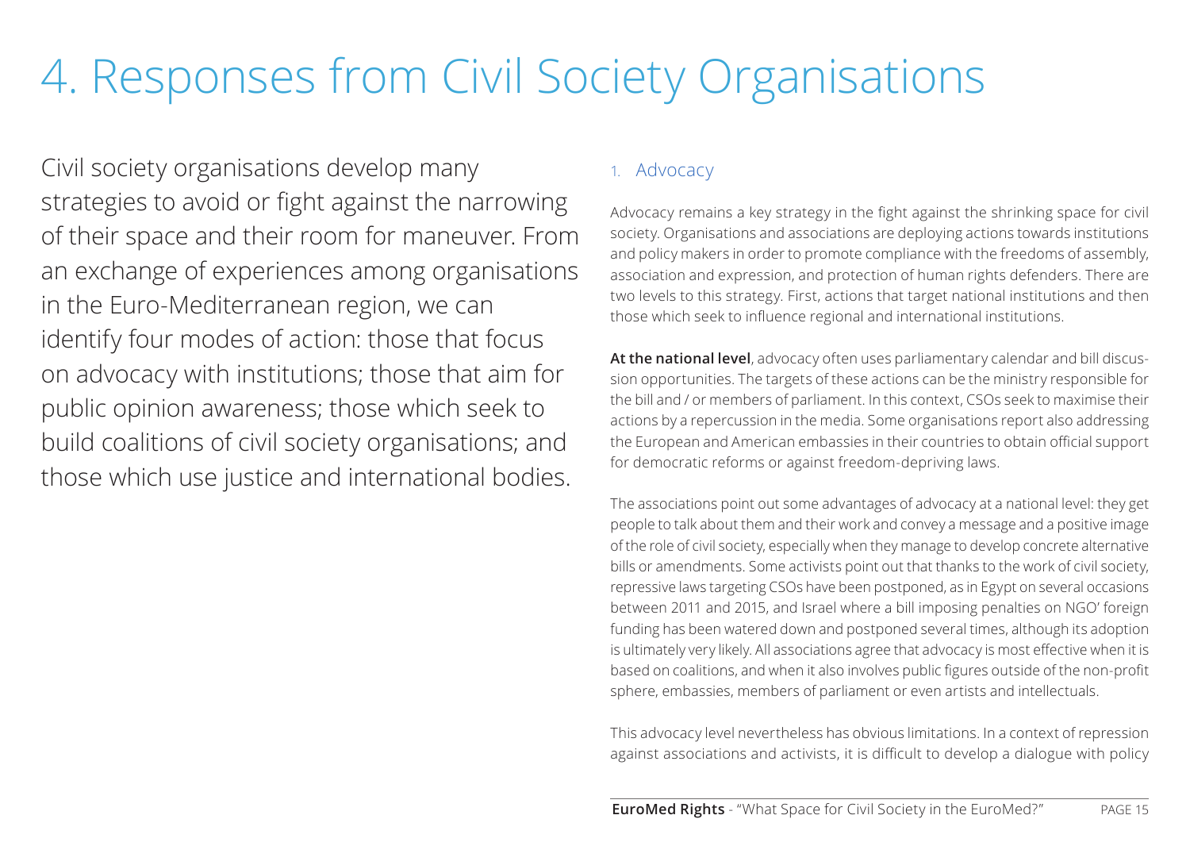# 4. Responses from Civil Society Organisations

Civil society organisations develop many strategies to avoid or fight against the narrowing of their space and their room for maneuver. From an exchange of experiences among organisations in the Euro-Mediterranean region, we can identify four modes of action: those that focus on advocacy with institutions; those that aim for public opinion awareness; those which seek to build coalitions of civil society organisations; and those which use justice and international bodies.

## 1. Advocacy

Advocacy remains a key strategy in the fight against the shrinking space for civil society. Organisations and associations are deploying actions towards institutions and policy makers in order to promote compliance with the freedoms of assembly, association and expression, and protection of human rights defenders. There are two levels to this strategy. First, actions that target national institutions and then those which seek to influence regional and international institutions.

**At the national level**, advocacy often uses parliamentary calendar and bill discussion opportunities. The targets of these actions can be the ministry responsible for the bill and / or members of parliament. In this context, CSOs seek to maximise their actions by a repercussion in the media. Some organisations report also addressing the European and American embassies in their countries to obtain official support for democratic reforms or against freedom-depriving laws.

The associations point out some advantages of advocacy at a national level: they get people to talk about them and their work and convey a message and a positive image of the role of civil society, especially when they manage to develop concrete alternative bills or amendments. Some activists point out that thanks to the work of civil society, repressive laws targeting CSOs have been postponed, as in Egypt on several occasions between 2011 and 2015, and Israel where a bill imposing penalties on NGO' foreign funding has been watered down and postponed several times, although its adoption is ultimately very likely. All associations agree that advocacy is most effective when it is based on coalitions, and when it also involves public figures outside of the non-profit sphere, embassies, members of parliament or even artists and intellectuals.

This advocacy level nevertheless has obvious limitations. In a context of repression against associations and activists, it is difficult to develop a dialogue with policy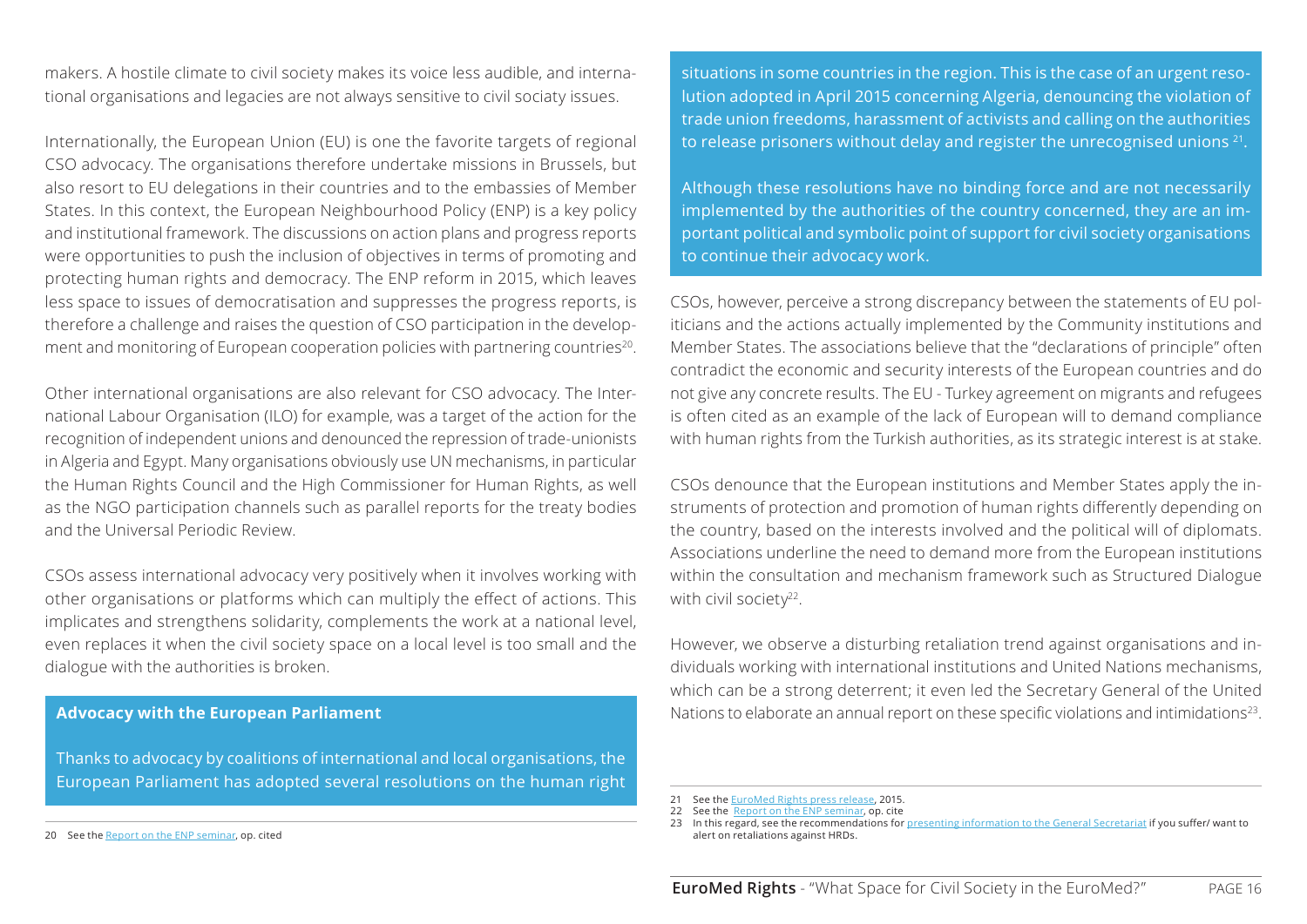makers. A hostile climate to civil society makes its voice less audible, and international organisations and legacies are not always sensitive to civil sociaty issues.

Internationally, the European Union (EU) is one the favorite targets of regional CSO advocacy. The organisations therefore undertake missions in Brussels, but also resort to EU delegations in their countries and to the embassies of Member States. In this context, the European Neighbourhood Policy (ENP) is a key policy and institutional framework. The discussions on action plans and progress reports were opportunities to push the inclusion of objectives in terms of promoting and protecting human rights and democracy. The ENP reform in 2015, which leaves less space to issues of democratisation and suppresses the progress reports, is therefore a challenge and raises the question of CSO participation in the development and monitoring of European cooperation policies with partnering countries[20].

Other international organisations are also relevant for CSO advocacy. The International Labour Organisation (ILO) for example, was a target of the action for the recognition of independent unions and denounced the repression of trade-unionists in Algeria and Egypt. Many organisations obviously use UN mechanisms, in particular the Human Rights Council and the High Commissioner for Human Rights, as well as the NGO participation channels such as parallel reports for the treaty bodies and the Universal Periodic Review.

CSOs assess international advocacy very positively when it involves working with other organisations or platforms which can multiply the effect of actions. This implicates and strengthens solidarity, complements the work at a national level, even replaces it when the civil society space on a local level is too small and the dialogue with the authorities is broken.

**Advocacy with the European Parliament**

Thanks to advocacy by coalitions of international and local organisations, the European Parliament has adopted several resolutions on the human right situations in some countries in the region. This is the case of an urgent resolution adopted in April 2015 concerning Algeria, denouncing the violation of trade union freedoms, harassment of activists and calling on the authorities to release prisoners without delay and register the unrecognised unions [21].

Although these resolutions have no binding force and are not necessarily implemented by the authorities of the country concerned, they are an important political and symbolic point of support for civil society organisations to continue their advocacy work.

CSOs, however, perceive a strong discrepancy between the statements of EU politicians and the actions actually implemented by the Community institutions and Member States. The associations believe that the "declarations of principle" often contradict the economic and security interests of the European countries and do not give any concrete results. The EU - Turkey agreement on migrants and refugees is often cited as an example of the lack of European will to demand compliance with human rights from the Turkish authorities, as its strategic interest is at stake.

CSOs denounce that the European institutions and Member States apply the instruments of protection and promotion of human rights differently depending on the country, based on the interests involved and the political will of diplomats. Associations underline the need to demand more from the European institutions within the consultation and mechanism framework such as Structured Dialogue with civil society[22].

However, we observe a disturbing retaliation trend against organisations and individuals working with international institutions and United Nations mechanisms, which can be a strong deterrent; it even led the Secretary General of the United Nations to elaborate an annual report on these specific violations and intimidations[23].

---

20 See the Report on the ENP seminar, op. cited

21 See the EuroMed Rights press release, 2015.

22 See the Report on the ENP seminar, op. cite

23 In this regard, see the recommendations for presenting information to the General Secretariat if you suffer/ want to alert on retaliations against HRDs.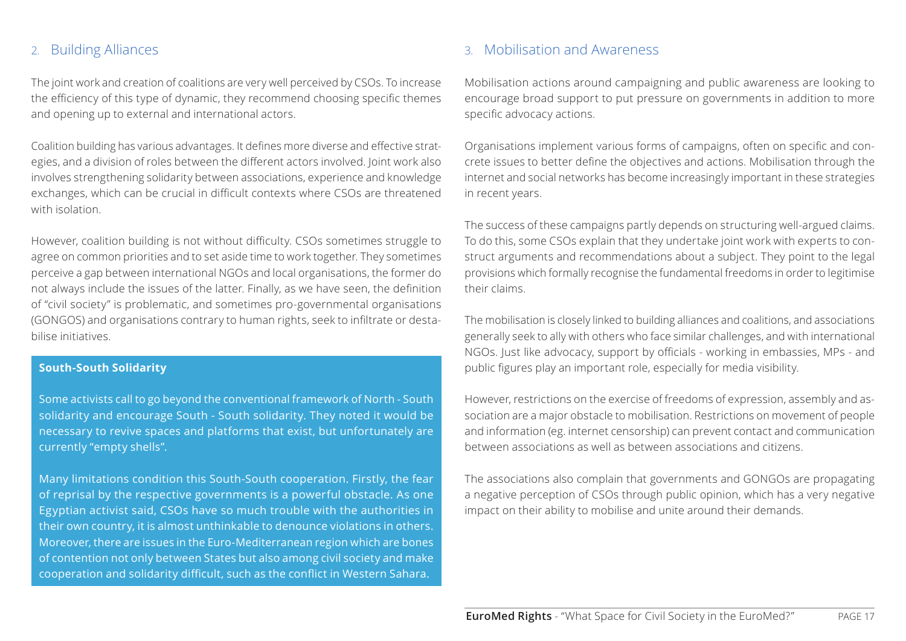## 2. Building Alliances

The joint work and creation of coalitions are very well perceived by CSOs. To increase the efficiency of this type of dynamic, they recommend choosing specific themes and opening up to external and international actors.

Coalition building has various advantages. It defines more diverse and effective strategies, and a division of roles between the different actors involved. Joint work also involves strengthening solidarity between associations, experience and knowledge exchanges, which can be crucial in difficult contexts where CSOs are threatened with isolation.

However, coalition building is not without difficulty. CSOs sometimes struggle to agree on common priorities and to set aside time to work together. They sometimes perceive a gap between international NGOs and local organisations, the former do not always include the issues of the latter. Finally, as we have seen, the definition of "civil society" is problematic, and sometimes pro-governmental organisations (GONGOS) and organisations contrary to human rights, seek to infiltrate or destabilise initiatives.

**South-South Solidarity**

Some activists call to go beyond the conventional framework of North - South solidarity and encourage South - South solidarity. They noted it would be necessary to revive spaces and platforms that exist, but unfortunately are currently "empty shells".

Many limitations condition this South-South cooperation. Firstly, the fear of reprisal by the respective governments is a powerful obstacle. As one Egyptian activist said, CSOs have so much trouble with the authorities in their own country, it is almost unthinkable to denounce violations in others. Moreover, there are issues in the Euro-Mediterranean region which are bones of contention not only between States but also among civil society and make cooperation and solidarity difficult, such as the conflict in Western Sahara.

## 3. Mobilisation and Awareness

Mobilisation actions around campaigning and public awareness are looking to encourage broad support to put pressure on governments in addition to more specific advocacy actions.

Organisations implement various forms of campaigns, often on specific and concrete issues to better define the objectives and actions. Mobilisation through the internet and social networks has become increasingly important in these strategies in recent years.

The success of these campaigns partly depends on structuring well-argued claims. To do this, some CSOs explain that they undertake joint work with experts to construct arguments and recommendations about a subject. They point to the legal provisions which formally recognise the fundamental freedoms in order to legitimise their claims.

The mobilisation is closely linked to building alliances and coalitions, and associations generally seek to ally with others who face similar challenges, and with international NGOs. Just like advocacy, support by officials - working in embassies, MPs - and public figures play an important role, especially for media visibility.

However, restrictions on the exercise of freedoms of expression, assembly and association are a major obstacle to mobilisation. Restrictions on movement of people and information (eg. internet censorship) can prevent contact and communication between associations as well as between associations and citizens.

The associations also complain that governments and GONGOs are propagating a negative perception of CSOs through public opinion, which has a very negative impact on their ability to mobilise and unite around their demands.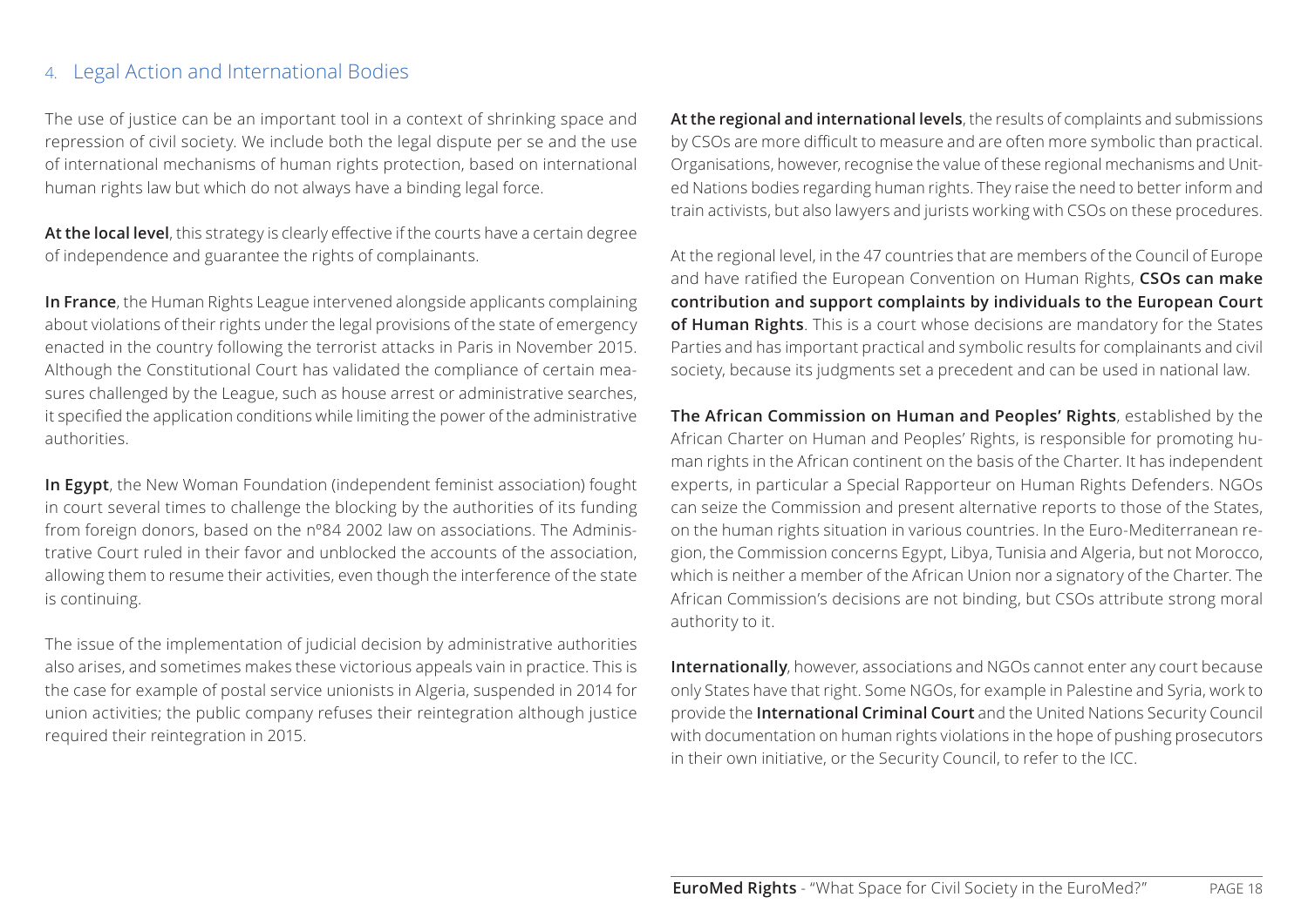## 4. Legal Action and International Bodies

The use of justice can be an important tool in a context of shrinking space and repression of civil society. We include both the legal dispute per se and the use of international mechanisms of human rights protection, based on international human rights law but which do not always have a binding legal force.

**At the local level**, this strategy is clearly effective if the courts have a certain degree of independence and guarantee the rights of complainants.

**In France**, the Human Rights League intervened alongside applicants complaining about violations of their rights under the legal provisions of the state of emergency enacted in the country following the terrorist attacks in Paris in November 2015. Although the Constitutional Court has validated the compliance of certain measures challenged by the League, such as house arrest or administrative searches, it specified the application conditions while limiting the power of the administrative authorities.

**In Egypt**, the New Woman Foundation (independent feminist association) fought in court several times to challenge the blocking by the authorities of its funding from foreign donors, based on the n°84 2002 law on associations. The Administrative Court ruled in their favor and unblocked the accounts of the association, allowing them to resume their activities, even though the interference of the state is continuing.

The issue of the implementation of judicial decision by administrative authorities also arises, and sometimes makes these victorious appeals vain in practice. This is the case for example of postal service unionists in Algeria, suspended in 2014 for union activities; the public company refuses their reintegration although justice required their reintegration in 2015.

**At the regional and international levels**, the results of complaints and submissions by CSOs are more difficult to measure and are often more symbolic than practical. Organisations, however, recognise the value of these regional mechanisms and United Nations bodies regarding human rights. They raise the need to better inform and train activists, but also lawyers and jurists working with CSOs on these procedures.

At the regional level, in the 47 countries that are members of the Council of Europe and have ratified the European Convention on Human Rights, **CSOs can make contribution and support complaints by individuals to the European Court of Human Rights**. This is a court whose decisions are mandatory for the States Parties and has important practical and symbolic results for complainants and civil society, because its judgments set a precedent and can be used in national law.

**The African Commission on Human and Peoples' Rights**, established by the African Charter on Human and Peoples' Rights, is responsible for promoting human rights in the African continent on the basis of the Charter. It has independent experts, in particular a Special Rapporteur on Human Rights Defenders. NGOs can seize the Commission and present alternative reports to those of the States, on the human rights situation in various countries. In the Euro-Mediterranean region, the Commission concerns Egypt, Libya, Tunisia and Algeria, but not Morocco, which is neither a member of the African Union nor a signatory of the Charter. The African Commission's decisions are not binding, but CSOs attribute strong moral authority to it.

**Internationally**, however, associations and NGOs cannot enter any court because only States have that right. Some NGOs, for example in Palestine and Syria, work to provide the **International Criminal Court** and the United Nations Security Council with documentation on human rights violations in the hope of pushing prosecutors in their own initiative, or the Security Council, to refer to the ICC.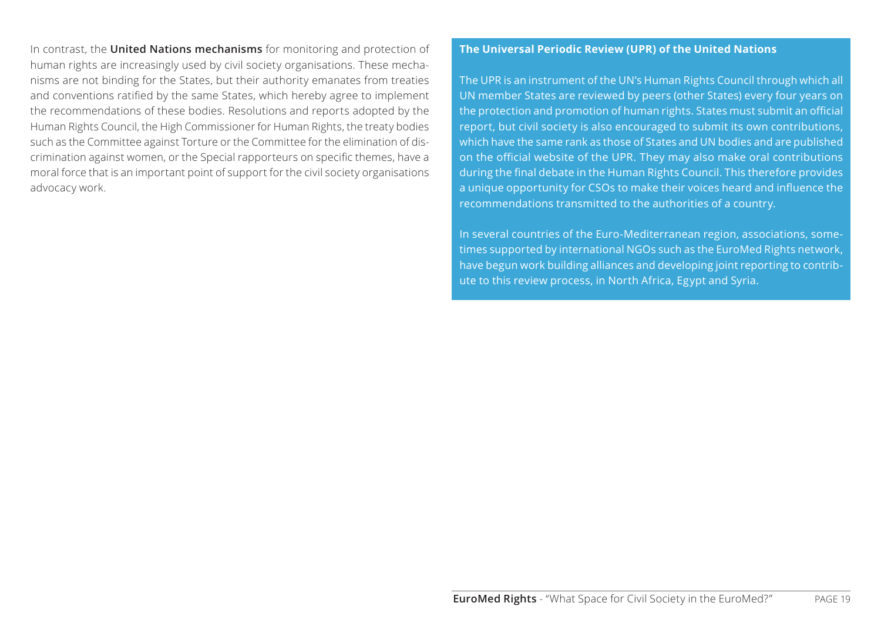In contrast, the **United Nations mechanisms** for monitoring and protection of human rights are increasingly used by civil society organisations. These mechanisms are not binding for the States, but their authority emanates from treaties and conventions ratified by the same States, which hereby agree to implement the recommendations of these bodies. Resolutions and reports adopted by the Human Rights Council, the High Commissioner for Human Rights, the treaty bodies such as the Committee against Torture or the Committee for the elimination of discrimination against women, or the Special rapporteurs on specific themes, have a moral force that is an important point of support for the civil society organisations advocacy work.

**The Universal Periodic Review (UPR) of the United Nations**

The UPR is an instrument of the UN's Human Rights Council through which all UN member States are reviewed by peers (other States) every four years on the protection and promotion of human rights. States must submit an official report, but civil society is also encouraged to submit its own contributions, which have the same rank as those of States and UN bodies and are published on the official website of the UPR. They may also make oral contributions during the final debate in the Human Rights Council. This therefore provides a unique opportunity for CSOs to make their voices heard and influence the recommendations transmitted to the authorities of a country.

In several countries of the Euro-Mediterranean region, associations, sometimes supported by international NGOs such as the EuroMed Rights network, have begun work building alliances and developing joint reporting to contribute to this review process, in North Africa, Egypt and Syria.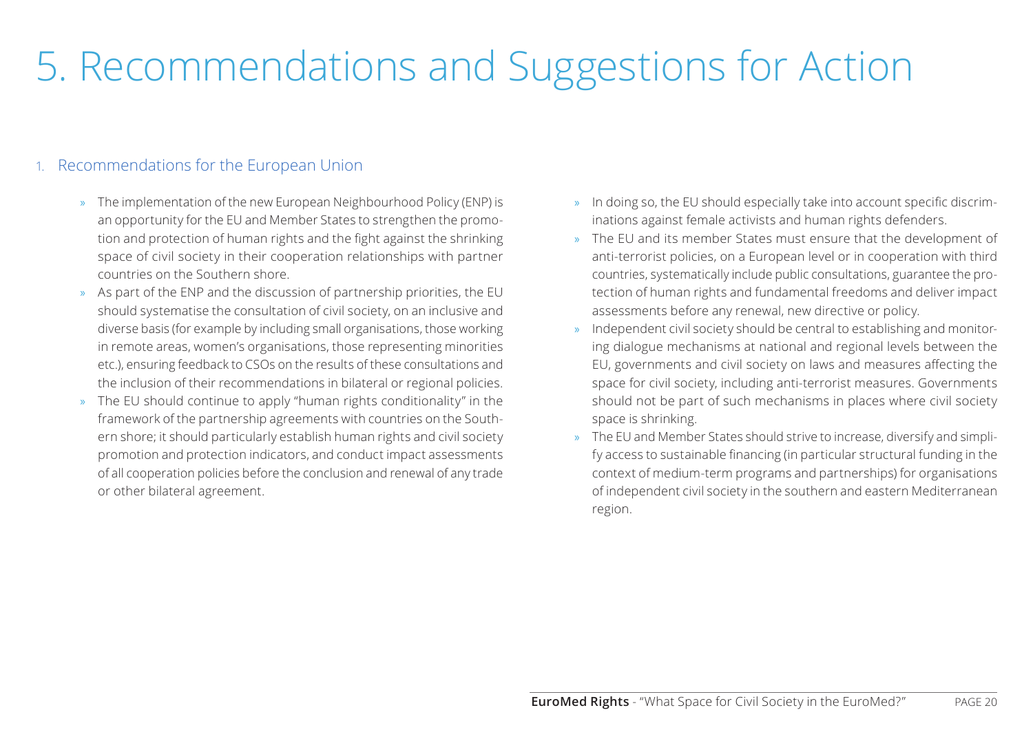# 5. Recommendations and Suggestions for Action

## 1. Recommendations for the European Union

- The implementation of the new European Neighbourhood Policy (ENP) is an opportunity for the EU and Member States to strengthen the promotion and protection of human rights and the fight against the shrinking space of civil society in their cooperation relationships with partner countries on the Southern shore.
- As part of the ENP and the discussion of partnership priorities, the EU should systematise the consultation of civil society, on an inclusive and diverse basis (for example by including small organisations, those working in remote areas, women's organisations, those representing minorities etc.), ensuring feedback to CSOs on the results of these consultations and the inclusion of their recommendations in bilateral or regional policies.
- The EU should continue to apply "human rights conditionality" in the framework of the partnership agreements with countries on the Southern shore; it should particularly establish human rights and civil society promotion and protection indicators, and conduct impact assessments of all cooperation policies before the conclusion and renewal of any trade or other bilateral agreement.
- In doing so, the EU should especially take into account specific discriminations against female activists and human rights defenders.
- The EU and its member States must ensure that the development of anti-terrorist policies, on a European level or in cooperation with third countries, systematically include public consultations, guarantee the protection of human rights and fundamental freedoms and deliver impact assessments before any renewal, new directive or policy.
- Independent civil society should be central to establishing and monitoring dialogue mechanisms at national and regional levels between the EU, governments and civil society on laws and measures affecting the space for civil society, including anti-terrorist measures. Governments should not be part of such mechanisms in places where civil society space is shrinking.
- The EU and Member States should strive to increase, diversify and simplify access to sustainable financing (in particular structural funding in the context of medium-term programs and partnerships) for organisations of independent civil society in the southern and eastern Mediterranean region.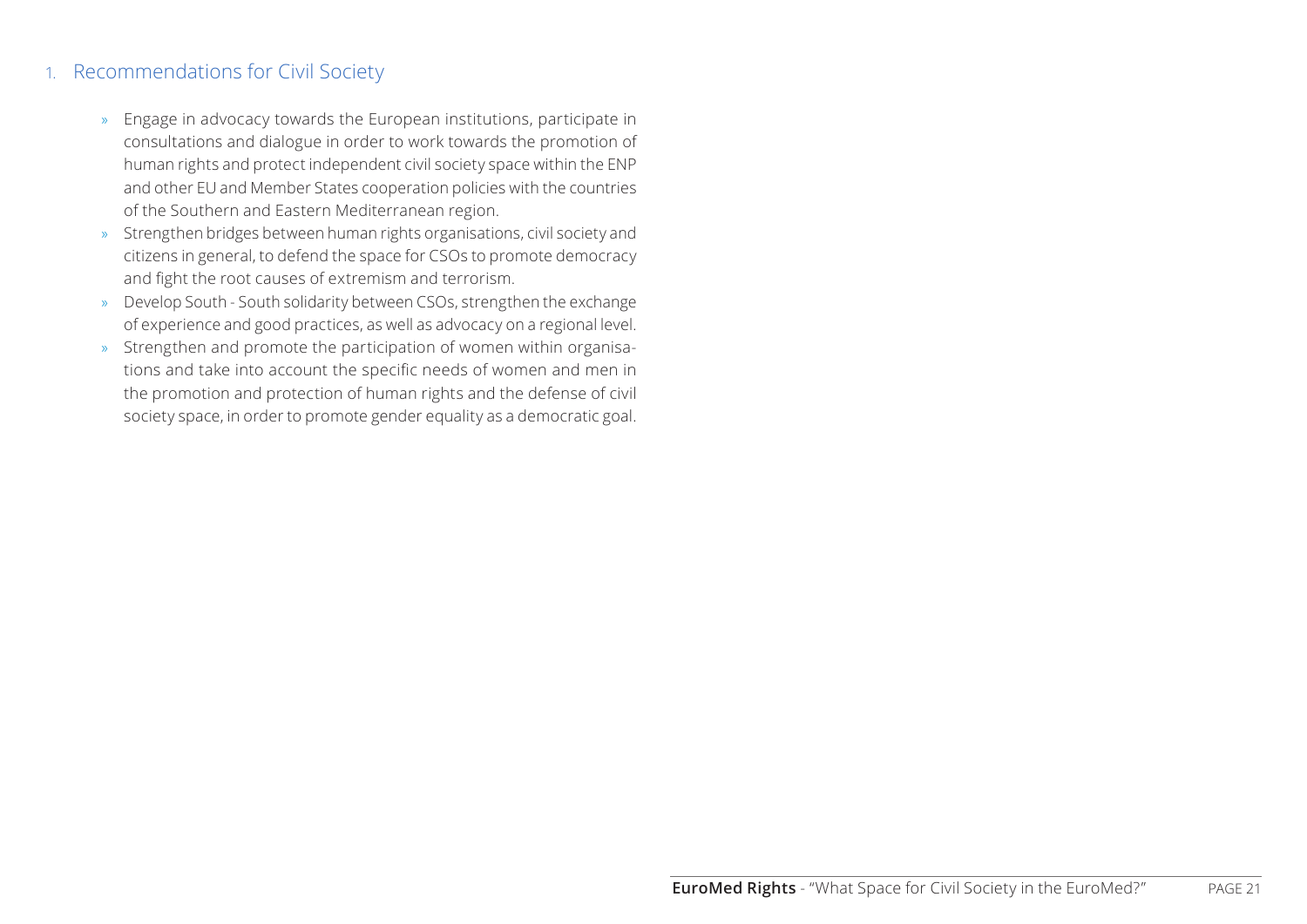## 1. Recommendations for Civil Society

- Engage in advocacy towards the European institutions, participate in consultations and dialogue in order to work towards the promotion of human rights and protect independent civil society space within the ENP and other EU and Member States cooperation policies with the countries of the Southern and Eastern Mediterranean region.
- Strengthen bridges between human rights organisations, civil society and citizens in general, to defend the space for CSOs to promote democracy and fight the root causes of extremism and terrorism.
- Develop South - South solidarity between CSOs, strengthen the exchange of experience and good practices, as well as advocacy on a regional level.
- Strengthen and promote the participation of women within organisations and take into account the specific needs of women and men in the promotion and protection of human rights and the defense of civil society space, in order to promote gender equality as a democratic goal.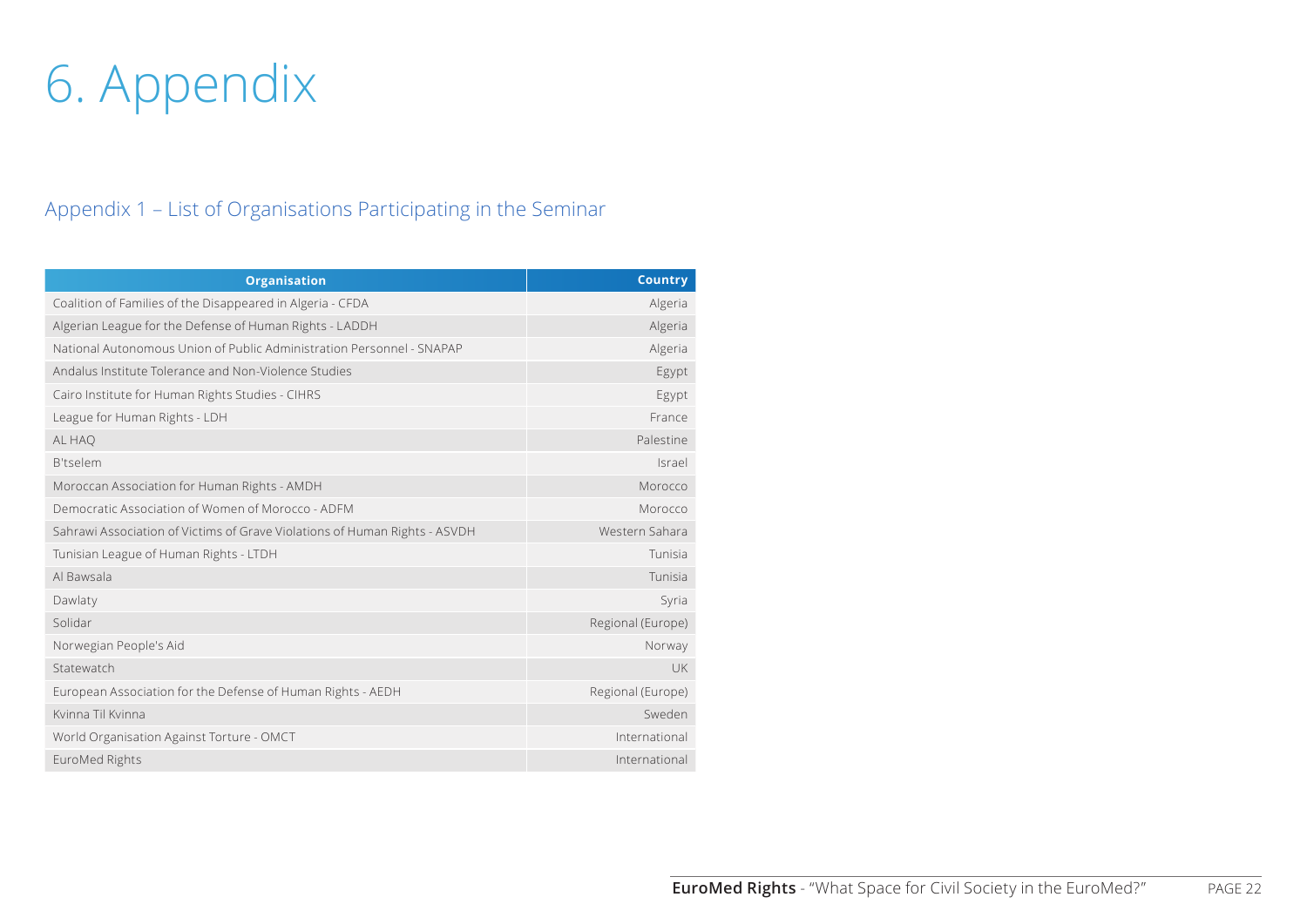# 6. Appendix

## Appendix 1 – List of Organisations Participating in the Seminar

| Organisation | Country |
|---|---|
| Coalition of Families of the Disappeared in Algeria - CFDA | Algeria |
| Algerian League for the Defense of Human Rights - LADDH | Algeria |
| National Autonomous Union of Public Administration Personnel - SNAPAP | Algeria |
| Andalus Institute Tolerance and Non-Violence Studies | Egypt |
| Cairo Institute for Human Rights Studies - CIHRS | Egypt |
| League for Human Rights - LDH | France |
| AL HAQ | Palestine |
| B'tselem | Israel |
| Moroccan Association for Human Rights - AMDH | Morocco |
| Democratic Association of Women of Morocco - ADFM | Morocco |
| Sahrawi Association of Victims of Grave Violations of Human Rights - ASVDH | Western Sahara |
| Tunisian League of Human Rights - LTDH | Tunisia |
| Al Bawsala | Tunisia |
| Dawlaty | Syria |
| Solidar | Regional (Europe) |
| Norwegian People's Aid | Norway |
| Statewatch | UK |
| European Association for the Defense of Human Rights - AEDH | Regional (Europe) |
| Kvinna Til Kvinna | Sweden |
| World Organisation Against Torture - OMCT | International |
| EuroMed Rights | International |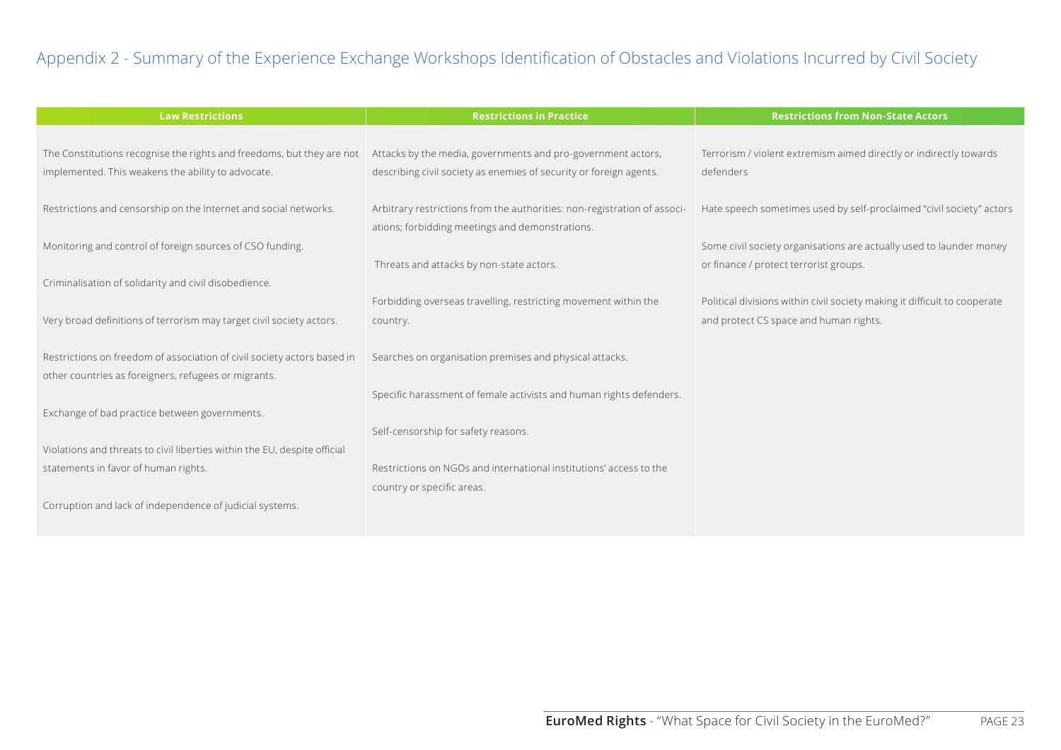## Appendix 2 - Summary of the Experience Exchange Workshops Identification of Obstacles and Violations Incurred by Civil Society

| Law Restrictions | Restrictions in Practice | Restrictions from Non-State Actors |
|---|---|---|
| The Constitutions recognise the rights and freedoms, but they are not implemented. This weakens the ability to advocate. | Attacks by the media, governments and pro-government actors, describing civil society as enemies of security or foreign agents. | Terrorism / violent extremism aimed directly or indirectly towards defenders |
| Restrictions and censorship on the Internet and social networks. | Arbitrary restrictions from the authorities: non-registration of associations; forbidding meetings and demonstrations. | Hate speech sometimes used by self-proclaimed "civil society" actors |
| Monitoring and control of foreign sources of CSO funding. | Threats and attacks by non-state actors. | Some civil society organisations are actually used to launder money or finance / protect terrorist groups. |
| Criminalisation of solidarity and civil disobedience. | Forbidding overseas travelling, restricting movement within the country. | Political divisions within civil society making it difficult to cooperate and protect CS space and human rights. |
| Very broad definitions of terrorism may target civil society actors. | Searches on organisation premises and physical attacks. | |
| Restrictions on freedom of association of civil society actors based in other countries as foreigners, refugees or migrants. | Specific harassment of female activists and human rights defenders. | |
| Exchange of bad practice between governments. | Self-censorship for safety reasons. | |
| Violations and threats to civil liberties within the EU, despite official statements in favor of human rights. | Restrictions on NGOs and international institutions' access to the country or specific areas. | |
| Corruption and lack of independence of judicial systems. | | |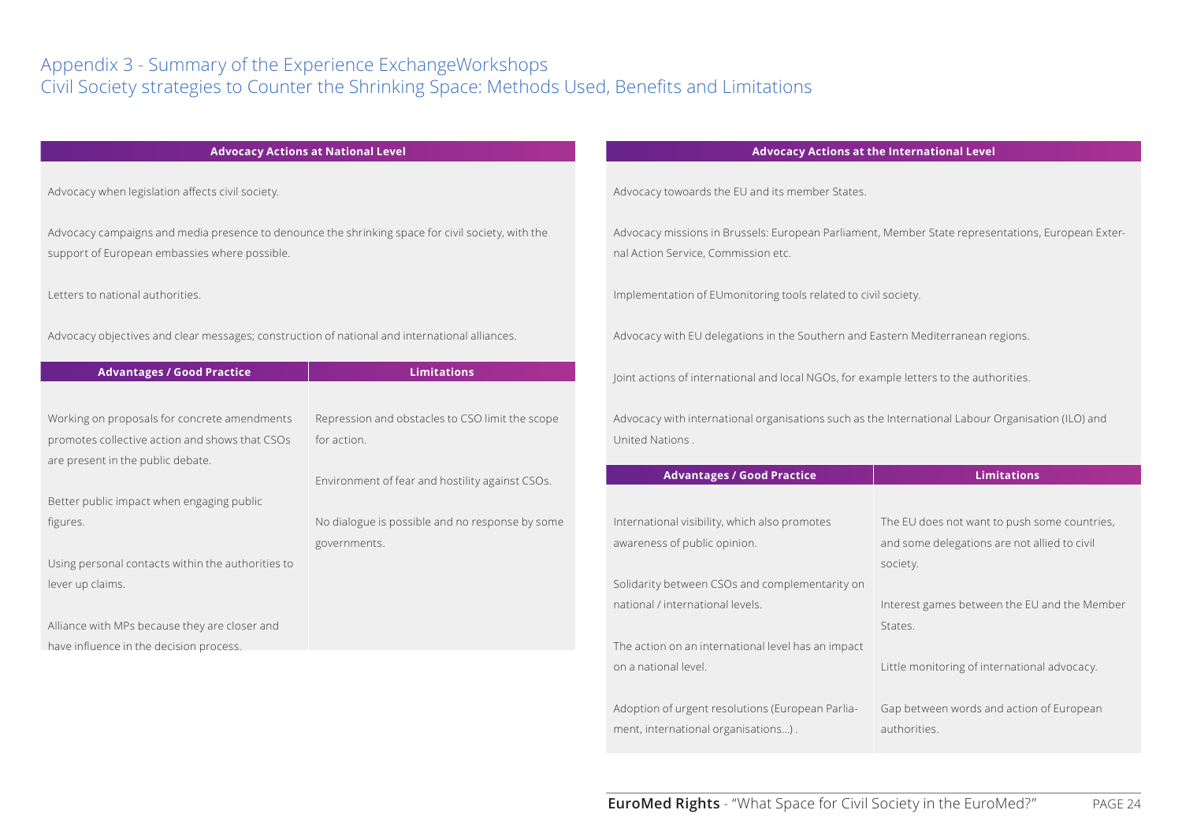## Appendix 3 - Summary of the Experience ExchangeWorkshops
## Civil Society strategies to Counter the Shrinking Space: Methods Used, Benefits and Limitations

### Advocacy Actions at National Level

Advocacy when legislation affects civil society.

Advocacy campaigns and media presence to denounce the shrinking space for civil society, with the support of European embassies where possible.

Letters to national authorities.

Advocacy objectives and clear messages; construction of national and international alliances.

| Advantages / Good Practice | Limitations |
|---|---|
| Working on proposals for concrete amendments promotes collective action and shows that CSOs are present in the public debate. | Repression and obstacles to CSO limit the scope for action. |
| Better public impact when engaging public figures. | Environment of fear and hostility against CSOs. |
| Using personal contacts within the authorities to lever up claims. | No dialogue is possible and no response by some governments. |
| Alliance with MPs because they are closer and have influence in the decision process. | |

### Advocacy Actions at the International Level

Advocacy towoards the EU and its member States.

Advocacy missions in Brussels: European Parliament, Member State representations, European External Action Service, Commission etc.

Implementation of EUmonitoring tools related to civil society.

Advocacy with EU delegations in the Southern and Eastern Mediterranean regions.

Joint actions of international and local NGOs, for example letters to the authorities.

Advocacy with international organisations such as the International Labour Organisation (ILO) and United Nations .

| Advantages / Good Practice | Limitations |
|---|---|
| International visibility, which also promotes awareness of public opinion. | The EU does not want to push some countries, and some delegations are not allied to civil society. |
| Solidarity between CSOs and complementarity on national / international levels. | Interest games between the EU and the Member States. |
| The action on an international level has an impact on a national level. | Little monitoring of international advocacy. |
| Adoption of urgent resolutions (European Parliament, international organisations...) . | Gap between words and action of European authorities. |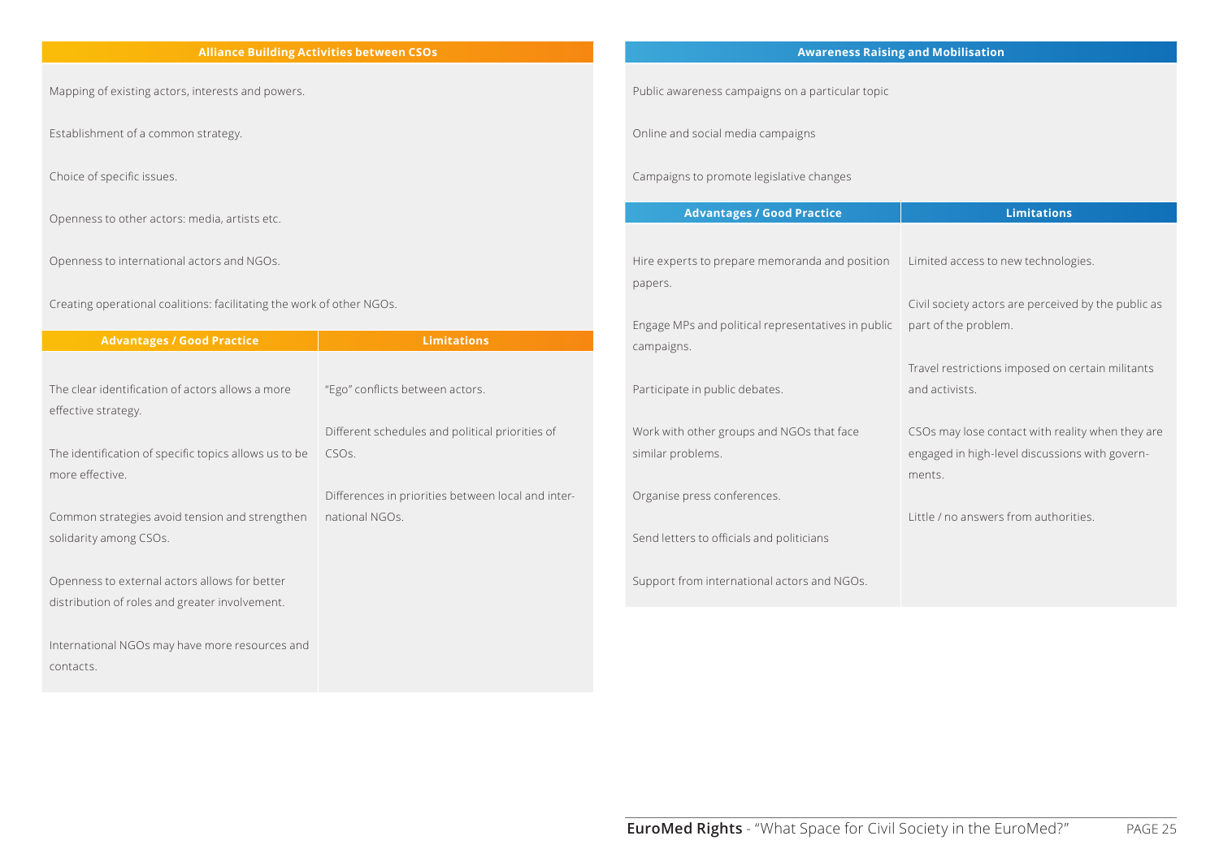## Alliance Building Activities between CSOs

Mapping of existing actors, interests and powers.

Establishment of a common strategy.

Choice of specific issues.

Openness to other actors: media, artists etc.

Openness to international actors and NGOs.

Creating operational coalitions: facilitating the work of other NGOs.

| Advantages / Good Practice | Limitations |
| --- | --- |
| The clear identification of actors allows a more effective strategy. | "Ego" conflicts between actors. |
| The identification of specific topics allows us to be more effective. | Different schedules and political priorities of CSOs. |
| Common strategies avoid tension and strengthen solidarity among CSOs. | Differences in priorities between local and international NGOs. |
| Openness to external actors allows for better distribution of roles and greater involvement. | |
| International NGOs may have more resources and contacts. | |

## Awareness Raising and Mobilisation

Public awareness campaigns on a particular topic

Online and social media campaigns

Campaigns to promote legislative changes

| Advantages / Good Practice | Limitations |
| --- | --- |
| Hire experts to prepare memoranda and position papers. | Limited access to new technologies. |
| Engage MPs and political representatives in public campaigns. | Civil society actors are perceived by the public as part of the problem. |
| Participate in public debates. | Travel restrictions imposed on certain militants and activists. |
| Work with other groups and NGOs that face similar problems. | CSOs may lose contact with reality when they are engaged in high-level discussions with governments. |
| Organise press conferences. | Little / no answers from authorities. |
| Send letters to officials and politicians | |
| Support from international actors and NGOs. | |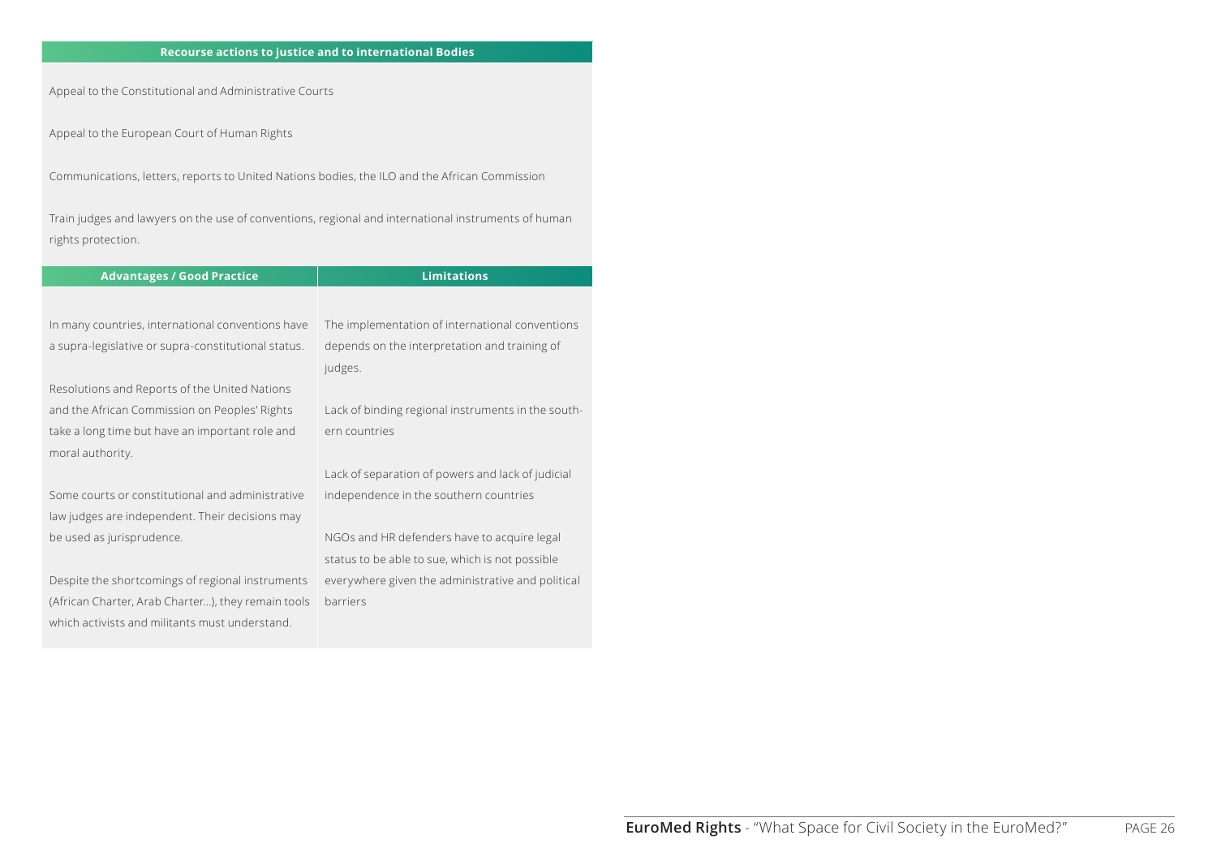| Recourse actions to justice and to international Bodies |
| --- |
| Appeal to the Constitutional and Administrative Courts |
| Appeal to the European Court of Human Rights |
| Communications, letters, reports to United Nations bodies, the ILO and the African Commission |
| Train judges and lawyers on the use of conventions, regional and international instruments of human rights protection. |

| Advantages / Good Practice | Limitations |
| --- | --- |
| In many countries, international conventions have a supra-legislative or supra-constitutional status. | The implementation of international conventions depends on the interpretation and training of judges. |
| Resolutions and Reports of the United Nations and the African Commission on Peoples' Rights take a long time but have an important role and moral authority. | Lack of binding regional instruments in the southern countries |
| Some courts or constitutional and administrative law judges are independent. Their decisions may be used as jurisprudence. | Lack of separation of powers and lack of judicial independence in the southern countries |
| Despite the shortcomings of regional instruments (African Charter, Arab Charter…), they remain tools which activists and militants must understand. | NGOs and HR defenders have to acquire legal status to be able to sue, which is not possible everywhere given the administrative and political barriers |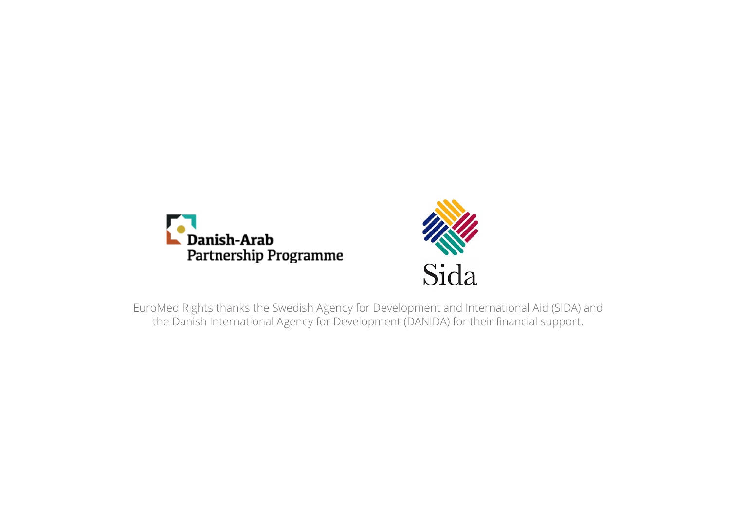Danish-Arab
Partnership Programme

Sida

EuroMed Rights thanks the Swedish Agency for Development and International Aid (SIDA) and the Danish International Agency for Development (DANIDA) for their financial support.